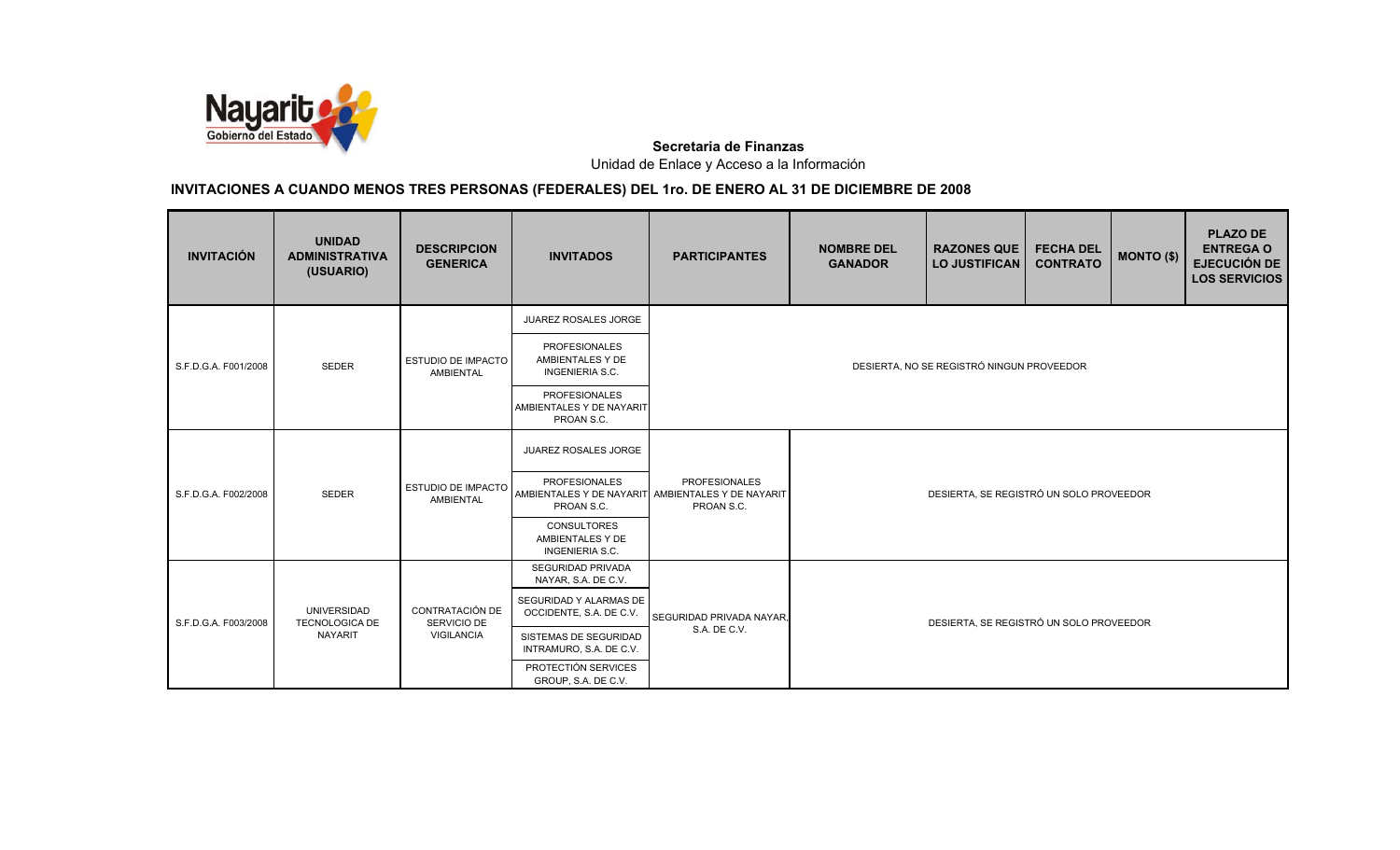**Secretaria de Finanzas**

Unidad de Enlace y Acceso a la Información

## INVITACIONES A CUANDO MENOS TRES PERSONAS (FEDERALES) DEL 1ro. DE ENERO AL 31 DE DICIEMBRE DE 2008

| INVITACIÓN | UNIDAD ADMINISTRATIVA (USUARIO) | DESCRIPCION GENERICA | INVITADOS | PARTICIPANTES | NOMBRE DEL GANADOR | RAZONES QUE LO JUSTIFICAN | FECHA DEL CONTRATO | MONTO ($) | PLAZO DE ENTREGA O EJECUCIÓN DE LOS SERVICIOS |
|---|---|---|---|---|---|---|---|---|---|
| S.F.D.G.A. F001/2008 | SEDER | ESTUDIO DE IMPACTO AMBIENTAL | JUAREZ ROSALES JORGE | DESIERTA, NO SE REGISTRÓ NINGUN PROVEEDOR | | | | | |
| | | | PROFESIONALES AMBIENTALES Y DE INGENIERIA S.C. | | | | | | |
| | | | PROFESIONALES AMBIENTALES Y DE NAYARIT PROAN S.C. | | | | | | |
| S.F.D.G.A. F002/2008 | SEDER | ESTUDIO DE IMPACTO AMBIENTAL | JUAREZ ROSALES JORGE | PROFESIONALES AMBIENTALES Y DE NAYARIT PROAN S.C. | DESIERTA, SE REGISTRÓ UN SOLO PROVEEDOR | | | | |
| | | | PROFESIONALES AMBIENTALES Y DE NAYARIT PROAN S.C. | | | | | | |
| | | | CONSULTORES AMBIENTALES Y DE INGENIERIA S.C. | | | | | | |
| S.F.D.G.A. F003/2008 | UNIVERSIDAD TECNOLOGICA DE NAYARIT | CONTRATACIÓN DE SERVICIO DE VIGILANCIA | SEGURIDAD PRIVADA NAYAR, S.A. DE C.V. | SEGURIDAD PRIVADA NAYAR, S.A. DE C.V. | DESIERTA, SE REGISTRÓ UN SOLO PROVEEDOR | | | | |
| | | | SEGURIDAD Y ALARMAS DE OCCIDENTE, S.A. DE C.V. | | | | | | |
| | | | SISTEMAS DE SEGURIDAD INTRAMURO, S.A. DE C.V. | | | | | | |
| | | | PROTECCIÓN SERVICES GROUP, S.A. DE C.V. | | | | | | |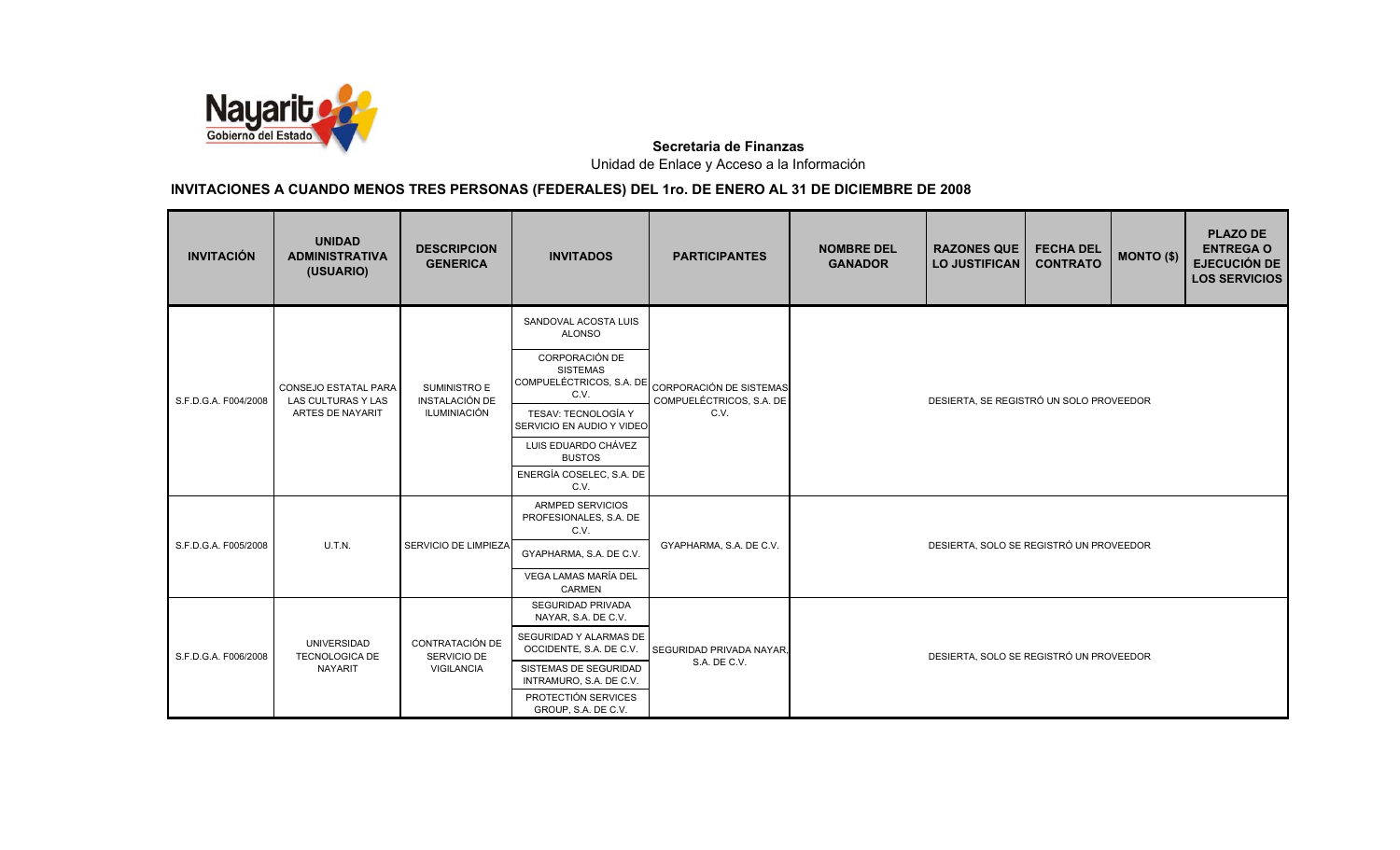**Secretaria de Finanzas**

Unidad de Enlace y Acceso a la Información

## INVITACIONES A CUANDO MENOS TRES PERSONAS (FEDERALES) DEL 1ro. DE ENERO AL 31 DE DICIEMBRE DE 2008

| INVITACIÓN | UNIDAD ADMINISTRATIVA (USUARIO) | DESCRIPCION GENERICA | INVITADOS | PARTICIPANTES | NOMBRE DEL GANADOR | RAZONES QUE LO JUSTIFICAN | FECHA DEL CONTRATO | MONTO ($) | PLAZO DE ENTREGA O EJECUCIÓN DE LOS SERVICIOS |
|---|---|---|---|---|---|---|---|---|---|
| S.F.D.G.A. F004/2008 | CONSEJO ESTATAL PARA LAS CULTURAS Y LAS ARTES DE NAYARIT | SUMINISTRO E INSTALACIÓN DE ILUMINIACIÓN | SANDOVAL ACOSTA LUIS ALONSO | CORPORACIÓN DE SISTEMAS COMPUELÉCTRICOS, S.A. DE C.V. | DESIERTA, SE REGISTRÓ UN SOLO PROVEEDOR | | | | |
| | | | CORPORACIÓN DE SISTEMAS COMPUELÉCTRICOS, S.A. DE C.V. | | | | | | |
| | | | TESAV: TECNOLOGÍA Y SERVICIO EN AUDIO Y VIDEO | | | | | | |
| | | | LUIS EDUARDO CHÁVEZ BUSTOS | | | | | | |
| | | | ENERGÍA COSELEC, S.A. DE C.V. | | | | | | |
| S.F.D.G.A. F005/2008 | U.T.N. | SERVICIO DE LIMPIEZA | ARMPED SERVICIOS PROFESIONALES, S.A. DE C.V. | GYAPHARMA, S.A. DE C.V. | DESIERTA, SOLO SE REGISTRÓ UN PROVEEDOR | | | | |
| | | | GYAPHARMA, S.A. DE C.V. | | | | | | |
| | | | VEGA LAMAS MARÍA DEL CARMEN | | | | | | |
| S.F.D.G.A. F006/2008 | UNIVERSIDAD TECNOLOGICA DE NAYARIT | CONTRATACIÓN DE SERVICIO DE VIGILANCIA | SEGURIDAD PRIVADA NAYAR, S.A. DE C.V. | SEGURIDAD PRIVADA NAYAR, S.A. DE C.V. | DESIERTA, SOLO SE REGISTRÓ UN PROVEEDOR | | | | |
| | | | SEGURIDAD Y ALARMAS DE OCCIDENTE, S.A. DE C.V. | | | | | | |
| | | | SISTEMAS DE SEGURIDAD INTRAMURO, S.A. DE C.V. | | | | | | |
| | | | PROTECTIÓN SERVICES GROUP, S.A. DE C.V. | | | | | | |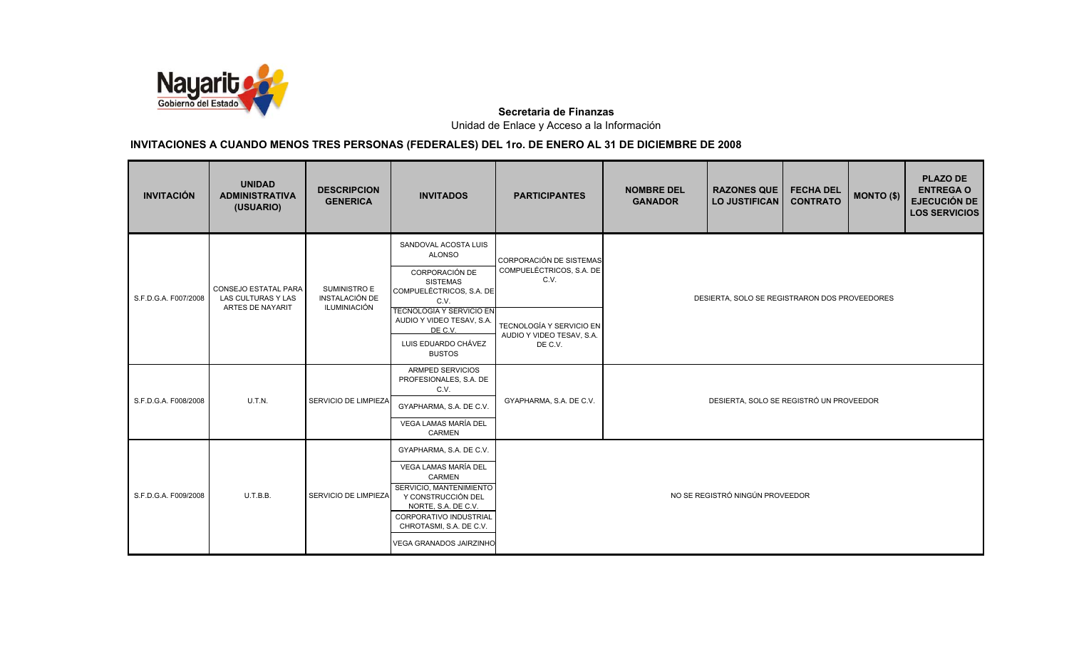**Secretaria de Finanzas**

Unidad de Enlace y Acceso a la Información

## INVITACIONES A CUANDO MENOS TRES PERSONAS (FEDERALES) DEL 1ro. DE ENERO AL 31 DE DICIEMBRE DE 2008

| INVITACIÓN | UNIDAD ADMINISTRATIVA (USUARIO) | DESCRIPCION GENERICA | INVITADOS | PARTICIPANTES | NOMBRE DEL GANADOR | RAZONES QUE LO JUSTIFICAN | FECHA DEL CONTRATO | MONTO ($) | PLAZO DE ENTREGA O EJECUCIÓN DE LOS SERVICIOS |
|---|---|---|---|---|---|---|---|---|---|
| S.F.D.G.A. F007/2008 | CONSEJO ESTATAL PARA LAS CULTURAS Y LAS ARTES DE NAYARIT | SUMINISTRO E INSTALACIÓN DE ILUMINIACIÓN | SANDOVAL ACOSTA LUIS ALONSO<br>CORPORACIÓN DE SISTEMAS COMPUELÉCTRICOS, S.A. DE C.V.<br>TECNOLOGÍA Y SERVICIO EN AUDIO Y VIDEO TESAV, S.A. DE C.V.<br>LUIS EDUARDO CHÁVEZ BUSTOS | CORPORACIÓN DE SISTEMAS COMPUELÉCTRICOS, S.A. DE C.V.<br>TECNOLOGÍA Y SERVICIO EN AUDIO Y VIDEO TESAV, S.A. DE C.V. | DESIERTA, SOLO SE REGISTRARON DOS PROVEEDORES | | | | |
| S.F.D.G.A. F008/2008 | U.T.N. | SERVICIO DE LIMPIEZA | ARMPED SERVICIOS PROFESIONALES, S.A. DE C.V.<br>GYAPHARMA, S.A. DE C.V.<br>VEGA LAMAS MARÍA DEL CARMEN | GYAPHARMA, S.A. DE C.V. | DESIERTA, SOLO SE REGISTRÓ UN PROVEEDOR | | | | |
| S.F.D.G.A. F009/2008 | U.T.B.B. | SERVICIO DE LIMPIEZA | GYAPHARMA, S.A. DE C.V.<br>VEGA LAMAS MARÍA DEL CARMEN<br>SERVICIO, MANTENIMIENTO Y CONSTRUCCIÓN DEL NORTE, S.A. DE C.V.<br>CORPORATIVO INDUSTRIAL CHROTASMI, S.A. DE C.V.<br>VEGA GRANADOS JAIRZINHO | NO SE REGISTRÓ NINGÚN PROVEEDOR | | | | | |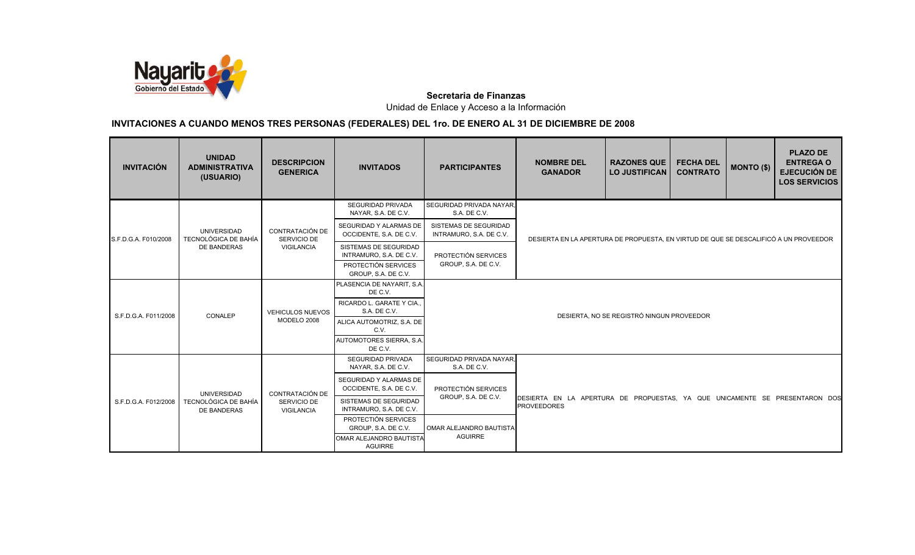**Secretaria de Finanzas**

Unidad de Enlace y Acceso a la Información

## INVITACIONES A CUANDO MENOS TRES PERSONAS (FEDERALES) DEL 1ro. DE ENERO AL 31 DE DICIEMBRE DE 2008

| INVITACIÓN | UNIDAD ADMINISTRATIVA (USUARIO) | DESCRIPCION GENERICA | INVITADOS | PARTICIPANTES | NOMBRE DEL GANADOR | RAZONES QUE LO JUSTIFICAN | FECHA DEL CONTRATO | MONTO ($) | PLAZO DE ENTREGA O EJECUCIÓN DE LOS SERVICIOS |
|---|---|---|---|---|---|---|---|---|---|
| S.F.D.G.A. F010/2008 | UNIVERSIDAD TECNOLÓGICA DE BAHÍA DE BANDERAS | CONTRATACIÓN DE SERVICIO DE VIGILANCIA | SEGURIDAD PRIVADA NAYAR, S.A. DE C.V.<br>SEGURIDAD Y ALARMAS DE OCCIDENTE, S.A. DE C.V.<br>SISTEMAS DE SEGURIDAD INTRAMURO, S.A. DE C.V.<br>PROTECTIÓN SERVICES GROUP, S.A. DE C.V. | SEGURIDAD PRIVADA NAYAR, S.A. DE C.V.<br>SISTEMAS DE SEGURIDAD INTRAMURO, S.A. DE C.V.<br>PROTECTIÓN SERVICES GROUP, S.A. DE C.V. | DESIERTA EN LA APERTURA DE PROPUESTA, EN VIRTUD DE QUE SE DESCALIFICÓ A UN PROVEEDOR | | | | |
| S.F.D.G.A. F011/2008 | CONALEP | VEHICULOS NUEVOS MODELO 2008 | PLASENCIA DE NAYARIT, S.A. DE C.V.<br>RICARDO L. GARATE Y CIA., S.A. DE C.V.<br>ALICA AUTOMOTRIZ, S.A. DE C.V.<br>AUTOMOTORES SIERRA, S.A. DE C.V. | DESIERTA, NO SE REGISTRÓ NINGUN PROVEEDOR | | | | | |
| S.F.D.G.A. F012/2008 | UNIVERSIDAD TECNOLÓGICA DE BAHÍA DE BANDERAS | CONTRATACIÓN DE SERVICIO DE VIGILANCIA | SEGURIDAD PRIVADA NAYAR, S.A. DE C.V.<br>SEGURIDAD Y ALARMAS DE OCCIDENTE, S.A. DE C.V.<br>SISTEMAS DE SEGURIDAD INTRAMURO, S.A. DE C.V.<br>PROTECTIÓN SERVICES GROUP, S.A. DE C.V.<br>OMAR ALEJANDRO BAUTISTA AGUIRRE | SEGURIDAD PRIVADA NAYAR, S.A. DE C.V.<br>PROTECTIÓN SERVICES GROUP, S.A. DE C.V.<br>OMAR ALEJANDRO BAUTISTA AGUIRRE | DESIERTA EN LA APERTURA DE PROPUESTAS, YA QUE UNICAMENTE SE PRESENTARON DOS PROVEEDORES | | | | |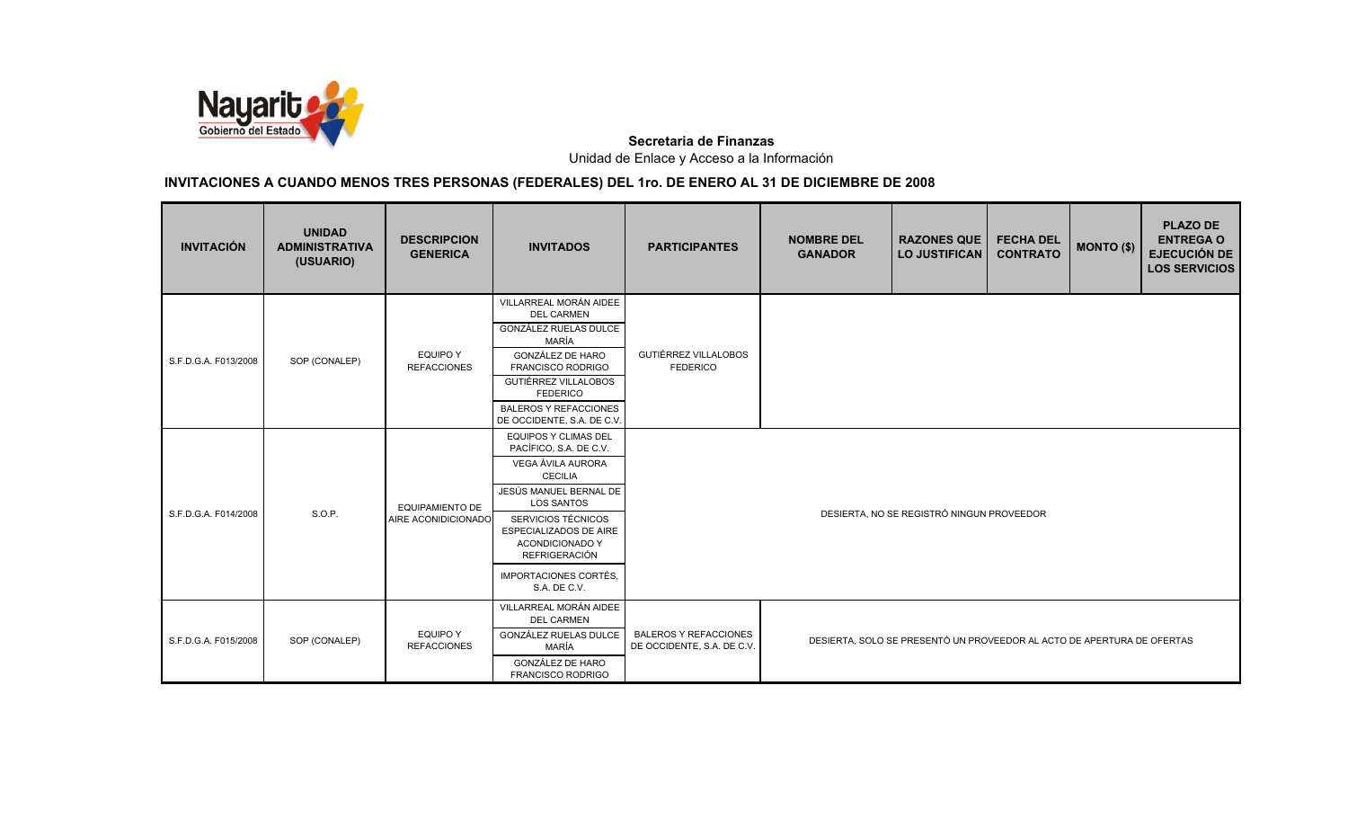**Secretaria de Finanzas**

Unidad de Enlace y Acceso a la Información

## INVITACIONES A CUANDO MENOS TRES PERSONAS (FEDERALES) DEL 1ro. DE ENERO AL 31 DE DICIEMBRE DE 2008

| INVITACIÓN | UNIDAD ADMINISTRATIVA (USUARIO) | DESCRIPCION GENERICA | INVITADOS | PARTICIPANTES | NOMBRE DEL GANADOR | RAZONES QUE LO JUSTIFICAN | FECHA DEL CONTRATO | MONTO ($) | PLAZO DE ENTREGA O EJECUCIÓN DE LOS SERVICIOS |
|---|---|---|---|---|---|---|---|---|---|
| S.F.D.G.A. F013/2008 | SOP (CONALEP) | EQUIPO Y REFACCIONES | VILLARREAL MORÁN AIDEE DEL CARMEN | GUTIÉRREZ VILLALOBOS FEDERICO | | | | | |
| | | | GONZÁLEZ RUELAS DULCE MARÍA | | | | | | |
| | | | GONZÁLEZ DE HARO FRANCISCO RODRIGO | | | | | | |
| | | | GUTIÉRREZ VILLALOBOS FEDERICO | | | | | | |
| | | | BALEROS Y REFACCIONES DE OCCIDENTE, S.A. DE C.V. | | | | | | |
| S.F.D.G.A. F014/2008 | S.O.P. | EQUIPAMIENTO DE AIRE ACONIDICIONADO | EQUIPOS Y CLIMAS DEL PACÍFICO, S.A. DE C.V. | DESIERTA, NO SE REGISTRÓ NINGUN PROVEEDOR | | | | | |
| | | | VEGA ÁVILA AURORA CECILIA | | | | | | |
| | | | JESÚS MANUEL BERNAL DE LOS SANTOS | | | | | | |
| | | | SERVICIOS TÉCNICOS ESPECIALIZADOS DE AIRE ACONDICIONADO Y REFRIGERACIÓN | | | | | | |
| | | | IMPORTACIONES CORTÉS, S.A. DE C.V. | | | | | | |
| S.F.D.G.A. F015/2008 | SOP (CONALEP) | EQUIPO Y REFACCIONES | VILLARREAL MORÁN AIDEE DEL CARMEN | BALEROS Y REFACCIONES DE OCCIDENTE, S.A. DE C.V. | DESIERTA, SOLO SE PRESENTÓ UN PROVEEDOR AL ACTO DE APERTURA DE OFERTAS | | | | |
| | | | GONZÁLEZ RUELAS DULCE MARÍA | | | | | | |
| | | | GONZÁLEZ DE HARO FRANCISCO RODRIGO | | | | | | |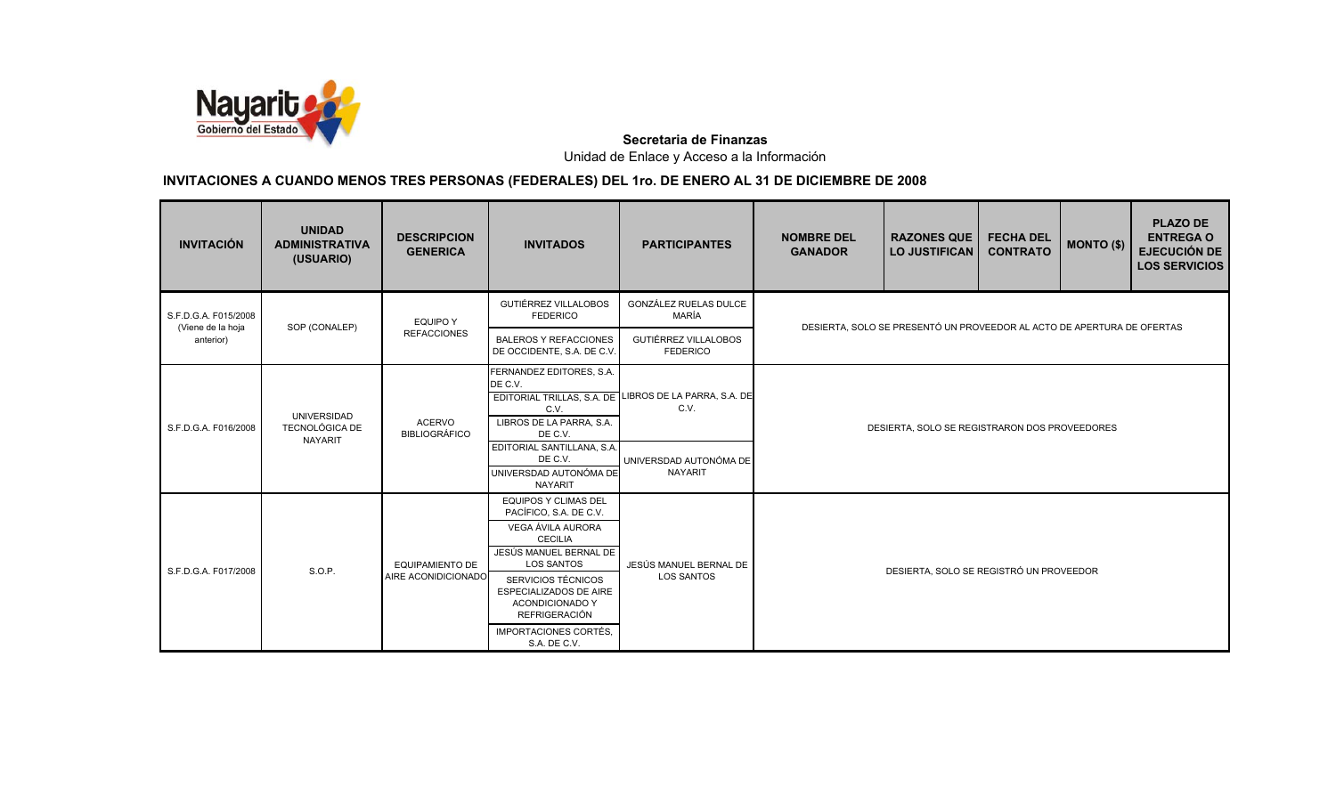**Secretaria de Finanzas**

Unidad de Enlace y Acceso a la Información

## INVITACIONES A CUANDO MENOS TRES PERSONAS (FEDERALES) DEL 1ro. DE ENERO AL 31 DE DICIEMBRE DE 2008

| INVITACIÓN | UNIDAD ADMINISTRATIVA (USUARIO) | DESCRIPCION GENERICA | INVITADOS | PARTICIPANTES | NOMBRE DEL GANADOR | RAZONES QUE LO JUSTIFICAN | FECHA DEL CONTRATO | MONTO ($) | PLAZO DE ENTREGA O EJECUCIÓN DE LOS SERVICIOS |
|---|---|---|---|---|---|---|---|---|---|
| S.F.D.G.A. F015/2008 (Viene de la hoja anterior) | SOP (CONALEP) | EQUIPO Y REFACCIONES | GUTIÉRREZ VILLALOBOS FEDERICO<br>BALEROS Y REFACCIONES DE OCCIDENTE, S.A. DE C.V. | GONZÁLEZ RUELAS DULCE MARÍA<br>GUTIÉRREZ VILLALOBOS FEDERICO | DESIERTA, SOLO SE PRESENTÓ UN PROVEEDOR AL ACTO DE APERTURA DE OFERTAS | | | | |
| S.F.D.G.A. F016/2008 | UNIVERSIDAD TECNOLÓGICA DE NAYARIT | ACERVO BIBLIOGRÁFICO | FERNANDEZ EDITORES, S.A. DE C.V.<br>EDITORIAL TRILLAS, S.A. DE C.V.<br>LIBROS DE LA PARRA, S.A. DE C.V.<br>EDITORIAL SANTILLANA, S.A. DE C.V.<br>UNIVERSDAD AUTONÓMA DE NAYARIT | LIBROS DE LA PARRA, S.A. DE C.V.<br>UNIVERSDAD AUTONÓMA DE NAYARIT | DESIERTA, SOLO SE REGISTRARON DOS PROVEEDORES | | | | |
| S.F.D.G.A. F017/2008 | S.O.P. | EQUIPAMIENTO DE AIRE ACONIDICIONADO | EQUIPOS Y CLIMAS DEL PACÍFICO, S.A. DE C.V.<br>VEGA ÁVILA AURORA CECILIA<br>JESÚS MANUEL BERNAL DE LOS SANTOS<br>SERVICIOS TÉCNICOS ESPECIALIZADOS DE AIRE ACONDICIONADO Y REFRIGERACIÓN<br>IMPORTACIONES CORTÉS, S.A. DE C.V. | JESÚS MANUEL BERNAL DE LOS SANTOS | DESIERTA, SOLO SE REGISTRÓ UN PROVEEDOR | | | | |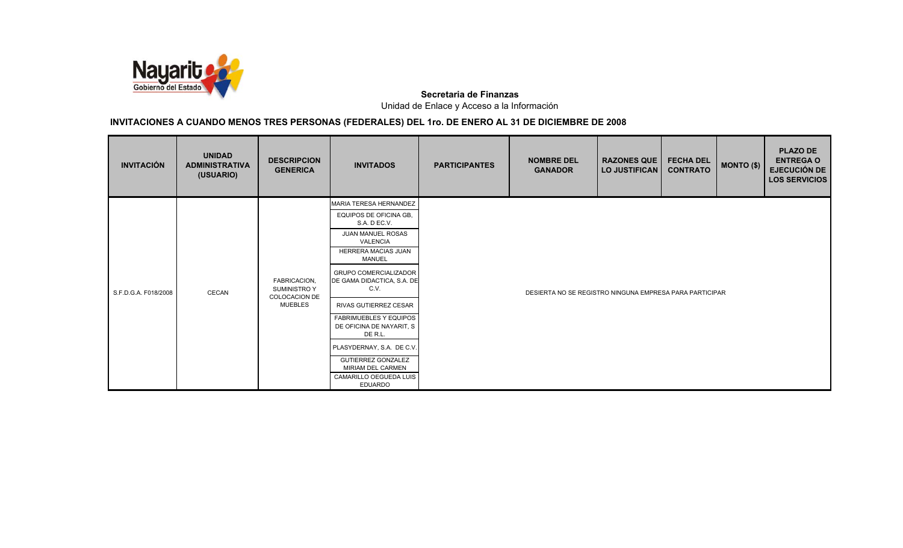**Secretaria de Finanzas**

Unidad de Enlace y Acceso a la Información

## INVITACIONES A CUANDO MENOS TRES PERSONAS (FEDERALES) DEL 1ro. DE ENERO AL 31 DE DICIEMBRE DE 2008

| INVITACIÓN | UNIDAD ADMINISTRATIVA (USUARIO) | DESCRIPCION GENERICA | INVITADOS | PARTICIPANTES | NOMBRE DEL GANADOR | RAZONES QUE LO JUSTIFICAN | FECHA DEL CONTRATO | MONTO ($) | PLAZO DE ENTREGA O EJECUCIÓN DE LOS SERVICIOS |
|---|---|---|---|---|---|---|---|---|---|
| S.F.D.G.A. F018/2008 | CECAN | FABRICACION, SUMINISTRO Y COLOCACION DE MUEBLES | MARIA TERESA HERNANDEZ | DESIERTA NO SE REGISTRO NINGUNA EMPRESA PARA PARTICIPAR | | | | | |
| | | | EQUIPOS DE OFICINA GB, S.A. D EC.V. | | | | | | |
| | | | JUAN MANUEL ROSAS VALENCIA | | | | | | |
| | | | HERRERA MACIAS JUAN MANUEL | | | | | | |
| | | | GRUPO COMERCIALIZADOR DE GAMA DIDACTICA, S.A. DE C.V. | | | | | | |
| | | | RIVAS GUTIERREZ CESAR | | | | | | |
| | | | FABRIMUEBLES Y EQUIPOS DE OFICINA DE NAYARIT, S DE R.L. | | | | | | |
| | | | PLASYDERNAY, S.A. DE C.V. | | | | | | |
| | | | GUTIERREZ GONZALEZ MIRIAM DEL CARMEN | | | | | | |
| | | | CAMARILLO OEGUEDA LUIS EDUARDO | | | | | | |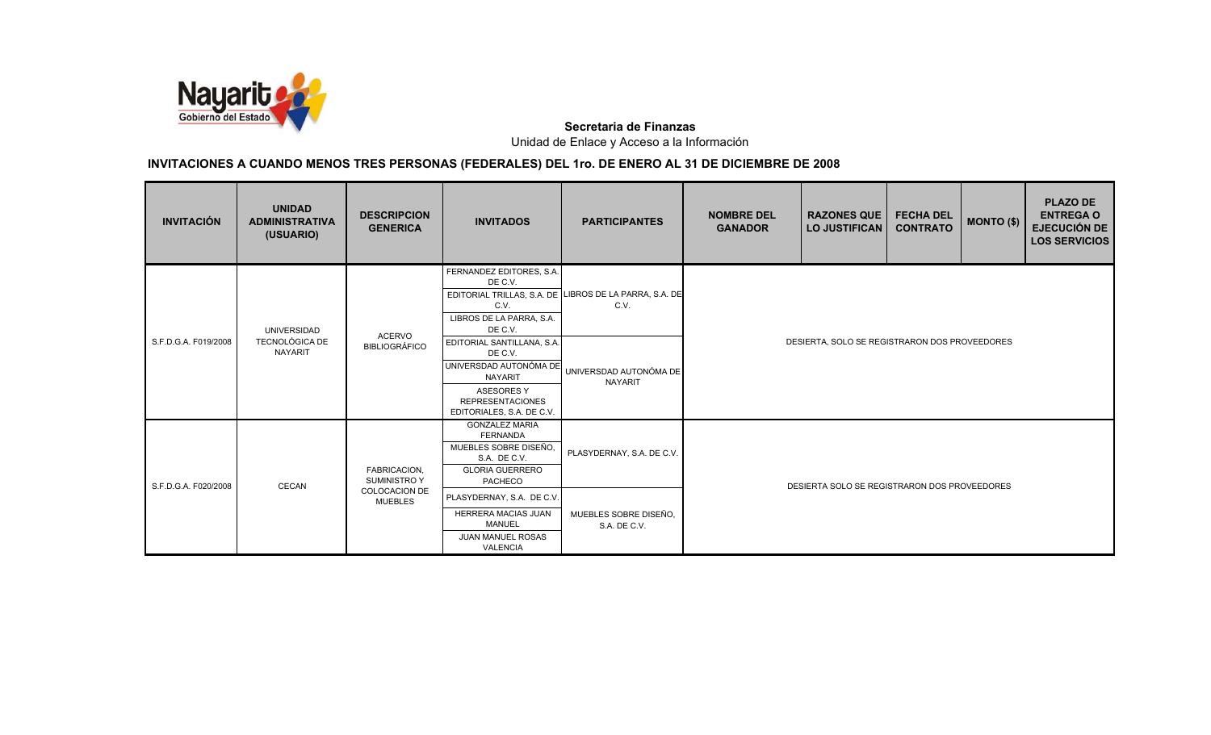**Secretaria de Finanzas**

Unidad de Enlace y Acceso a la Información

## INVITACIONES A CUANDO MENOS TRES PERSONAS (FEDERALES) DEL 1ro. DE ENERO AL 31 DE DICIEMBRE DE 2008

| INVITACIÓN | UNIDAD ADMINISTRATIVA (USUARIO) | DESCRIPCION GENERICA | INVITADOS | PARTICIPANTES | NOMBRE DEL GANADOR | RAZONES QUE LO JUSTIFICAN | FECHA DEL CONTRATO | MONTO ($) | PLAZO DE ENTREGA O EJECUCIÓN DE LOS SERVICIOS |
|---|---|---|---|---|---|---|---|---|---|
| S.F.D.G.A. F019/2008 | UNIVERSIDAD TECNOLÓGICA DE NAYARIT | ACERVO BIBLIOGRÁFICO | FERNANDEZ EDITORES, S.A. DE C.V. | LIBROS DE LA PARRA, S.A. DE C.V. | DESIERTA, SOLO SE REGISTRARON DOS PROVEEDORES | | | | |
| | | | EDITORIAL TRILLAS, S.A. DE C.V. | | | | | | |
| | | | LIBROS DE LA PARRA, S.A. DE C.V. | | | | | | |
| | | | EDITORIAL SANTILLANA, S.A. DE C.V. | UNIVERSDAD AUTONÓMA DE NAYARIT | | | | | |
| | | | UNIVERSDAD AUTONÓMA DE NAYARIT | | | | | | |
| | | | ASESORES Y REPRESENTACIONES EDITORIALES, S.A. DE C.V. | | | | | | |
| S.F.D.G.A. F020/2008 | CECAN | FABRICACION, SUMINISTRO Y COLOCACION DE MUEBLES | GONZALEZ MARIA FERNANDA | PLASYDERNAY, S.A. DE C.V. | DESIERTA SOLO SE REGISTRARON DOS PROVEEDORES | | | | |
| | | | MUEBLES SOBRE DISEÑO, S.A. DE C.V. | | | | | | |
| | | | GLORIA GUERRERO PACHECO | | | | | | |
| | | | PLASYDERNAY, S.A. DE C.V. | MUEBLES SOBRE DISEÑO, S.A. DE C.V. | | | | | |
| | | | HERRERA MACIAS JUAN MANUEL | | | | | | |
| | | | JUAN MANUEL ROSAS VALENCIA | | | | | | |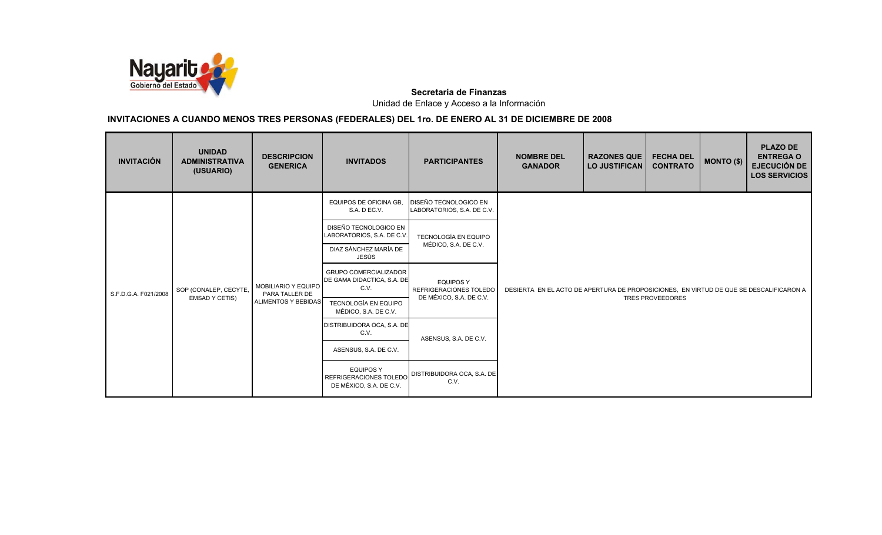**Secretaria de Finanzas**
Unidad de Enlace y Acceso a la Información

## INVITACIONES A CUANDO MENOS TRES PERSONAS (FEDERALES) DEL 1ro. DE ENERO AL 31 DE DICIEMBRE DE 2008

| INVITACIÓN | UNIDAD ADMINISTRATIVA (USUARIO) | DESCRIPCION GENERICA | INVITADOS | PARTICIPANTES | NOMBRE DEL GANADOR | RAZONES QUE LO JUSTIFICAN | FECHA DEL CONTRATO | MONTO ($) | PLAZO DE ENTREGA O EJECUCIÓN DE LOS SERVICIOS |
|---|---|---|---|---|---|---|---|---|---|
| S.F.D.G.A. F021/2008 | SOP (CONALEP, CECYTE, EMSAD Y CETIS) | MOBILIARIO Y EQUIPO PARA TALLER DE ALIMENTOS Y BEBIDAS | EQUIPOS DE OFICINA GB, S.A. D EC.V. | DISEÑO TECNOLOGICO EN LABORATORIOS, S.A. DE C.V. | DESIERTA EN EL ACTO DE APERTURA DE PROPOSICIONES, EN VIRTUD DE QUE SE DESCALIFICARON A TRES PROVEEDORES | | | | |
| | | | DISEÑO TECNOLOGICO EN LABORATORIOS, S.A. DE C.V. | TECNOLOGÍA EN EQUIPO MÉDICO, S.A. DE C.V. | | | | | |
| | | | DIAZ SÁNCHEZ MARÍA DE JESÚS | | | | | | |
| | | | GRUPO COMERCIALIZADOR DE GAMA DIDACTICA, S.A. DE C.V. | EQUIPOS Y REFRIGERACIONES TOLEDO DE MÉXICO, S.A. DE C.V. | | | | | |
| | | | TECNOLOGÍA EN EQUIPO MÉDICO, S.A. DE C.V. | | | | | | |
| | | | DISTRIBUIDORA OCA, S.A. DE C.V. | ASENSUS, S.A. DE C.V. | | | | | |
| | | | ASENSUS, S.A. DE C.V. | | | | | | |
| | | | EQUIPOS Y REFRIGERACIONES TOLEDO DE MÉXICO, S.A. DE C.V. | DISTRIBUIDORA OCA, S.A. DE C.V. | | | | | |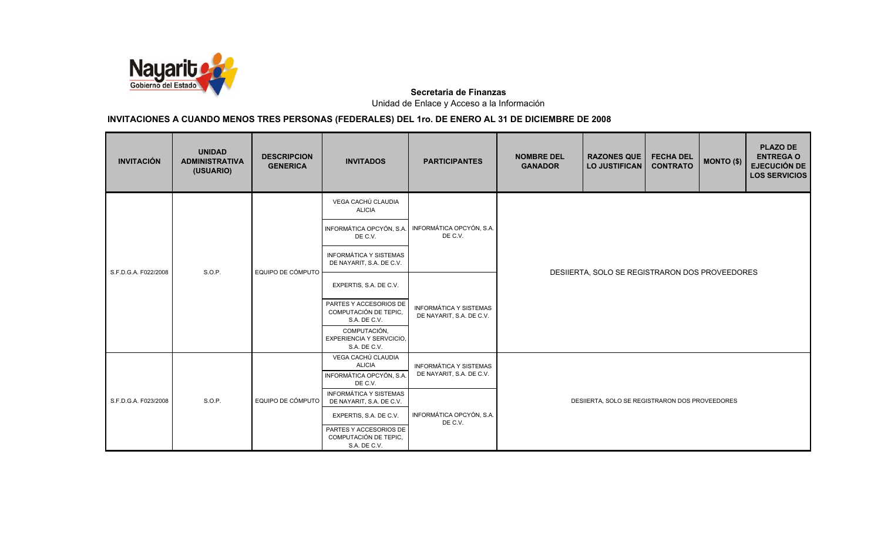**Secretaria de Finanzas**

Unidad de Enlace y Acceso a la Información

## INVITACIONES A CUANDO MENOS TRES PERSONAS (FEDERALES) DEL 1ro. DE ENERO AL 31 DE DICIEMBRE DE 2008

| INVITACIÓN | UNIDAD ADMINISTRATIVA (USUARIO) | DESCRIPCION GENERICA | INVITADOS | PARTICIPANTES | NOMBRE DEL GANADOR | RAZONES QUE LO JUSTIFICAN | FECHA DEL CONTRATO | MONTO ($) | PLAZO DE ENTREGA O EJECUCIÓN DE LOS SERVICIOS |
|---|---|---|---|---|---|---|---|---|---|
| S.F.D.G.A. F022/2008 | S.O.P. | EQUIPO DE CÓMPUTO | VEGA CACHÚ CLAUDIA ALICIA<br>INFORMÁTICA OPCYÓN, S.A. DE C.V.<br>INFORMÁTICA Y SISTEMAS DE NAYARIT, S.A. DE C.V.<br>EXPERTIS, S.A. DE C.V.<br>PARTES Y ACCESORIOS DE COMPUTACIÓN DE TEPIC, S.A. DE C.V.<br>COMPUTACIÓN, EXPERIENCIA Y SERVCICIO, S.A. DE C.V. | INFORMÁTICA OPCYÓN, S.A. DE C.V.<br>INFORMÁTICA Y SISTEMAS DE NAYARIT, S.A. DE C.V. | DESIIERTA, SOLO SE REGISTRARON DOS PROVEEDORES | | | | |
| S.F.D.G.A. F023/2008 | S.O.P. | EQUIPO DE CÓMPUTO | VEGA CACHÚ CLAUDIA ALICIA<br>INFORMÁTICA OPCYÓN, S.A. DE C.V.<br>INFORMÁTICA Y SISTEMAS DE NAYARIT, S.A. DE C.V.<br>EXPERTIS, S.A. DE C.V.<br>PARTES Y ACCESORIOS DE COMPUTACIÓN DE TEPIC, S.A. DE C.V. | INFORMÁTICA Y SISTEMAS DE NAYARIT, S.A. DE C.V.<br>INFORMÁTICA OPCYÓN, S.A. DE C.V. | DESIIERTA, SOLO SE REGISTRARON DOS PROVEEDORES | | | | |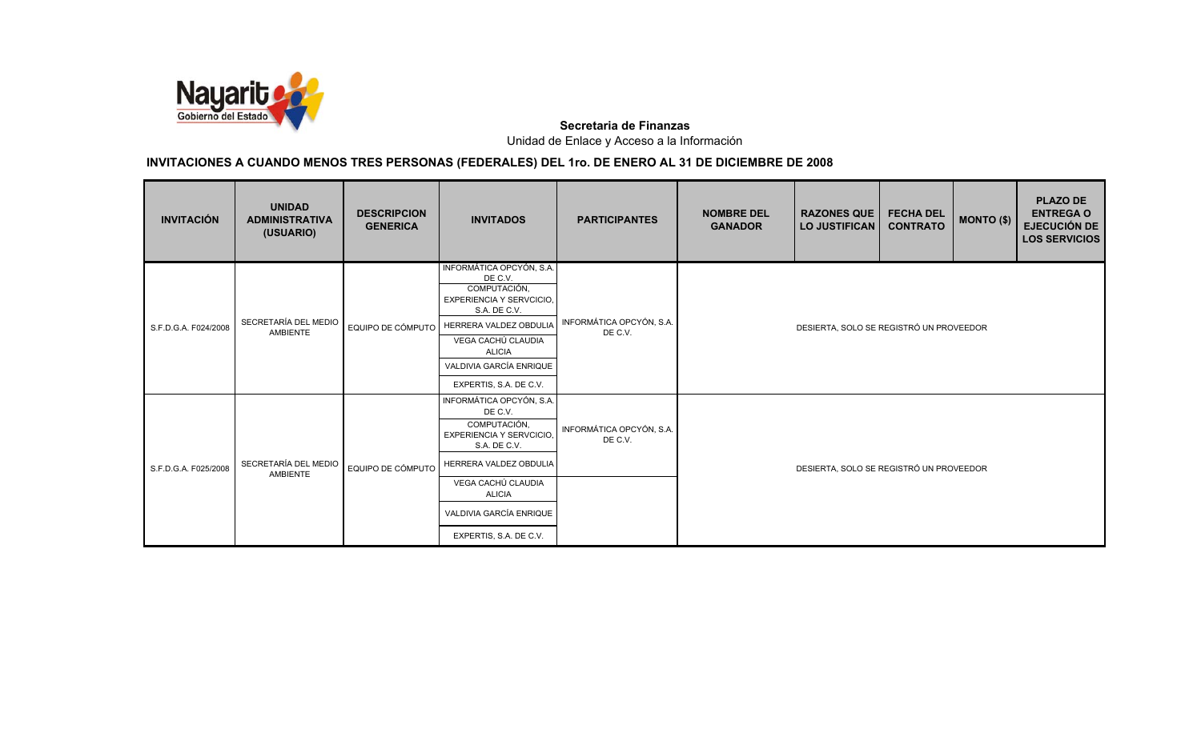**Secretaria de Finanzas**

Unidad de Enlace y Acceso a la Información

## INVITACIONES A CUANDO MENOS TRES PERSONAS (FEDERALES) DEL 1ro. DE ENERO AL 31 DE DICIEMBRE DE 2008

| INVITACIÓN | UNIDAD ADMINISTRATIVA (USUARIO) | DESCRIPCION GENERICA | INVITADOS | PARTICIPANTES | NOMBRE DEL GANADOR | RAZONES QUE LO JUSTIFICAN | FECHA DEL CONTRATO | MONTO ($) | PLAZO DE ENTREGA O EJECUCIÓN DE LOS SERVICIOS |
|---|---|---|---|---|---|---|---|---|---|
| S.F.D.G.A. F024/2008 | SECRETARÍA DEL MEDIO AMBIENTE | EQUIPO DE CÓMPUTO | INFORMÁTICA OPCYÓN, S.A. DE C.V. | INFORMÁTICA OPCYÓN, S.A. DE C.V. | DESIERTA, SOLO SE REGISTRÓ UN PROVEEDOR | | | | |
| | | | COMPUTACIÓN, EXPERIENCIA Y SERVCICIO, S.A. DE C.V. | | | | | | |
| | | | HERRERA VALDEZ OBDULIA | | | | | | |
| | | | VEGA CACHÚ CLAUDIA ALICIA | | | | | | |
| | | | VALDIVIA GARCÍA ENRIQUE | | | | | | |
| | | | EXPERTIS, S.A. DE C.V. | | | | | | |
| S.F.D.G.A. F025/2008 | SECRETARÍA DEL MEDIO AMBIENTE | EQUIPO DE CÓMPUTO | INFORMÁTICA OPCYÓN, S.A. DE C.V. | INFORMÁTICA OPCYÓN, S.A. DE C.V. | DESIERTA, SOLO SE REGISTRÓ UN PROVEEDOR | | | | |
| | | | COMPUTACIÓN, EXPERIENCIA Y SERVCICIO, S.A. DE C.V. | | | | | | |
| | | | HERRERA VALDEZ OBDULIA | | | | | | |
| | | | VEGA CACHÚ CLAUDIA ALICIA | | | | | | |
| | | | VALDIVIA GARCÍA ENRIQUE | | | | | | |
| | | | EXPERTIS, S.A. DE C.V. | | | | | | |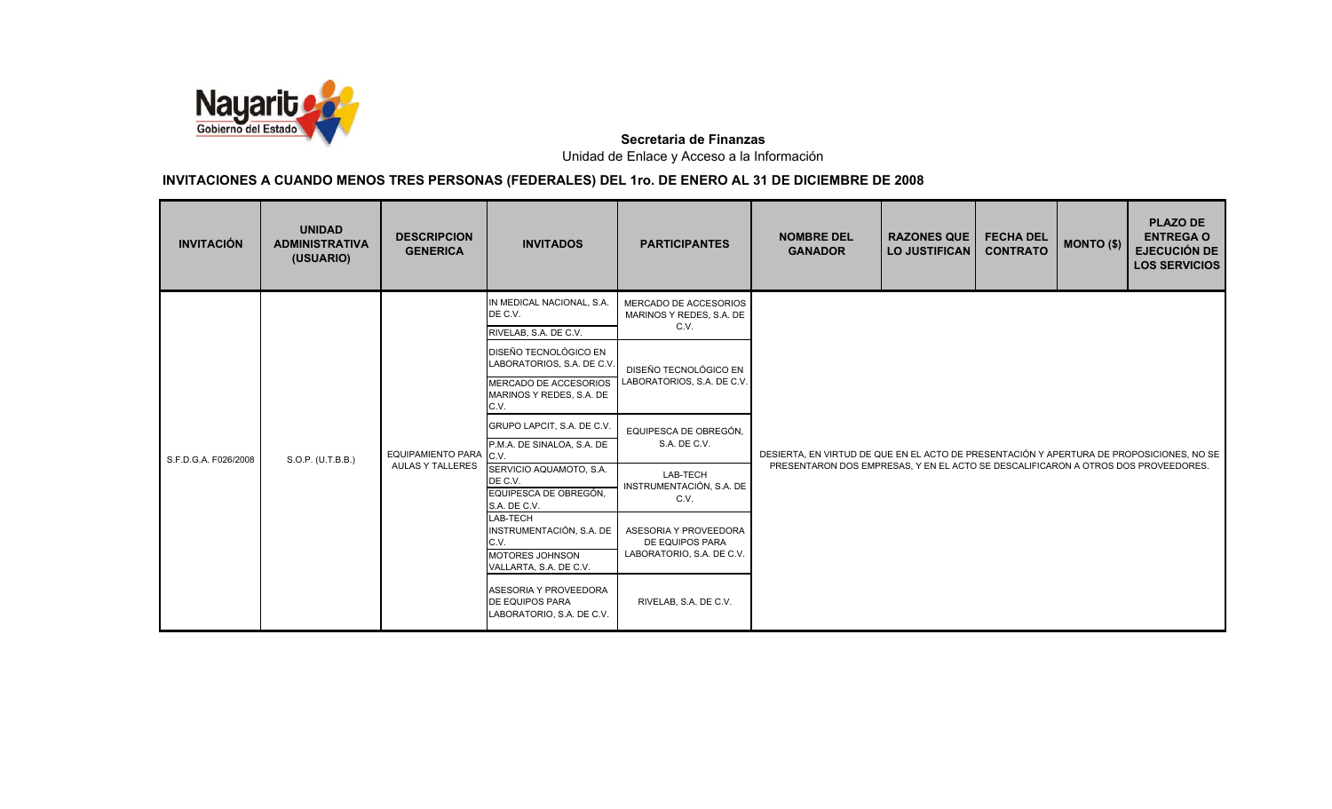**Secretaria de Finanzas**
Unidad de Enlace y Acceso a la Información

## INVITACIONES A CUANDO MENOS TRES PERSONAS (FEDERALES) DEL 1ro. DE ENERO AL 31 DE DICIEMBRE DE 2008

| INVITACIÓN | UNIDAD ADMINISTRATIVA (USUARIO) | DESCRIPCION GENERICA | INVITADOS | PARTICIPANTES | NOMBRE DEL GANADOR | RAZONES QUE LO JUSTIFICAN | FECHA DEL CONTRATO | MONTO ($) | PLAZO DE ENTREGA O EJECUCIÓN DE LOS SERVICIOS |
|---|---|---|---|---|---|---|---|---|---|
| S.F.D.G.A. F026/2008 | S.O.P. (U.T.B.B.) | EQUIPAMIENTO PARA AULAS Y TALLERES | IN MEDICAL NACIONAL, S.A. DE C.V. | MERCADO DE ACCESORIOS MARINOS Y REDES, S.A. DE C.V. | DESIERTA, EN VIRTUD DE QUE EN EL ACTO DE PRESENTACIÓN Y APERTURA DE PROPOSICIONES, NO SE PRESENTARON DOS EMPRESAS, Y EN EL ACTO SE DESCALIFICARON A OTROS DOS PROVEEDORES. | | | | |
| | | | RIVELAB, S.A. DE C.V. | | | | | | |
| | | | DISEÑO TECNOLÓGICO EN LABORATORIOS, S.A. DE C.V. | DISEÑO TECNOLÓGICO EN LABORATORIOS, S.A. DE C.V. | | | | | |
| | | | MERCADO DE ACCESORIOS MARINOS Y REDES, S.A. DE C.V. | | | | | | |
| | | | GRUPO LAPCIT, S.A. DE C.V. | EQUIPESCA DE OBREGÓN, S.A. DE C.V. | | | | | |
| | | | P.M.A. DE SINALOA, S.A. DE C.V. | | | | | | |
| | | | SERVICIO AQUAMOTO, S.A. DE C.V. | LAB-TECH INSTRUMENTACIÓN, S.A. DE C.V. | | | | | |
| | | | EQUIPESCA DE OBREGÓN, S.A. DE C.V. | | | | | | |
| | | | LAB-TECH INSTRUMENTACIÓN, S.A. DE C.V. | ASESORIA Y PROVEEDORA DE EQUIPOS PARA LABORATORIO, S.A. DE C.V. | | | | | |
| | | | MOTORES JOHNSON VALLARTA, S.A. DE C.V. | | | | | | |
| | | | ASESORIA Y PROVEEDORA DE EQUIPOS PARA LABORATORIO, S.A. DE C.V. | RIVELAB, S.A. DE C.V. | | | | | |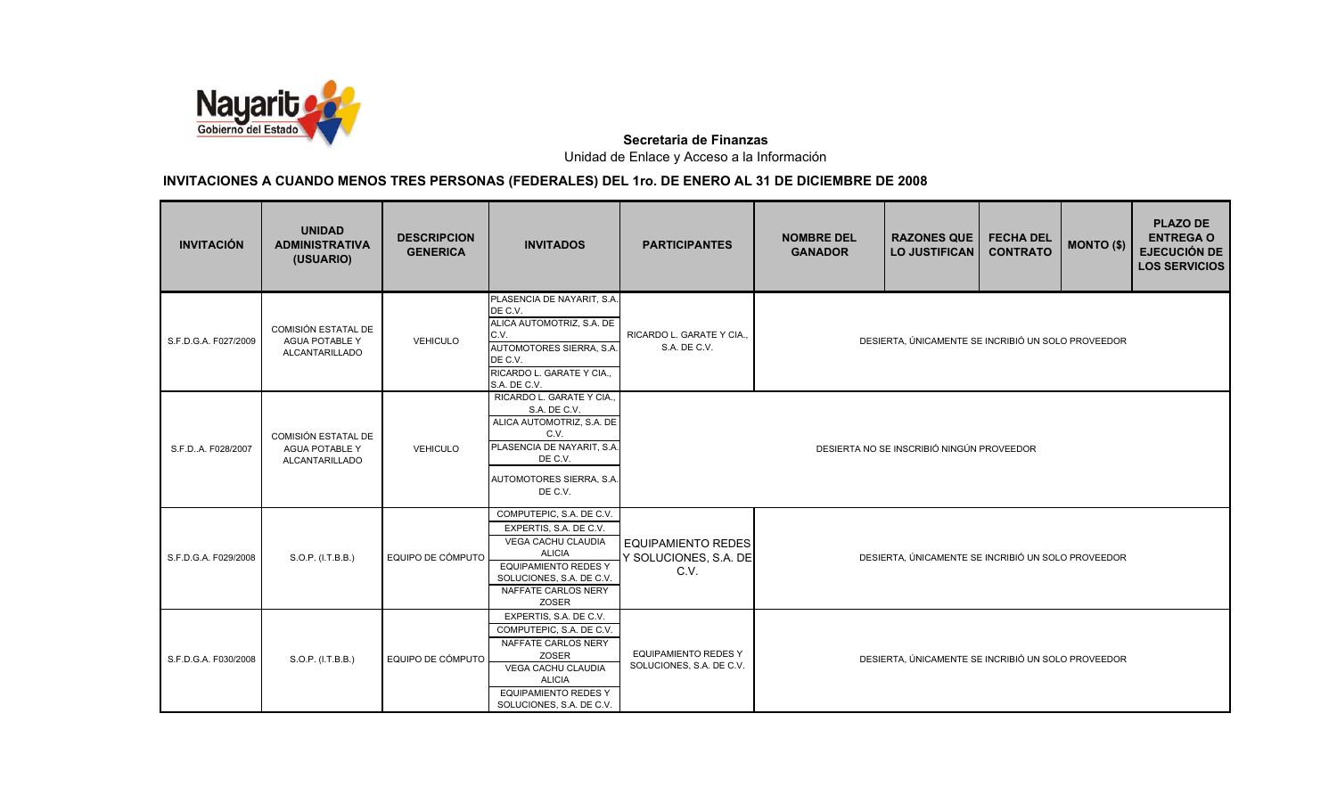**Secretaria de Finanzas**

Unidad de Enlace y Acceso a la Información

## INVITACIONES A CUANDO MENOS TRES PERSONAS (FEDERALES) DEL 1ro. DE ENERO AL 31 DE DICIEMBRE DE 2008

| INVITACIÓN | UNIDAD ADMINISTRATIVA (USUARIO) | DESCRIPCION GENERICA | INVITADOS | PARTICIPANTES | NOMBRE DEL GANADOR | RAZONES QUE LO JUSTIFICAN | FECHA DEL CONTRATO | MONTO ($) | PLAZO DE ENTREGA O EJECUCIÓN DE LOS SERVICIOS |
|---|---|---|---|---|---|---|---|---|---|
| S.F.D.G.A. F027/2009 | COMISIÓN ESTATAL DE AGUA POTABLE Y ALCANTARILLADO | VEHICULO | PLASENCIA DE NAYARIT, S.A. DE C.V.<br>ALICA AUTOMOTRIZ, S.A. DE C.V.<br>AUTOMOTORES SIERRA, S.A. DE C.V.<br>RICARDO L. GARATE Y CIA., S.A. DE C.V. | RICARDO L. GARATE Y CIA., S.A. DE C.V. | DESIERTA, ÚNICAMENTE SE INSCRIBIÓ UN SOLO PROVEEDOR | | | | |
| S.F.D..A. F028/2007 | COMISIÓN ESTATAL DE AGUA POTABLE Y ALCANTARILLADO | VEHICULO | RICARDO L. GARATE Y CIA., S.A. DE C.V.<br>ALICA AUTOMOTRIZ, S.A. DE C.V.<br>PLASENCIA DE NAYARIT, S.A. DE C.V.<br>AUTOMOTORES SIERRA, S.A. DE C.V. | DESIERTA NO SE INSCRIBIÓ NINGÚN PROVEEDOR | | | | | |
| S.F.D.G.A. F029/2008 | S.O.P. (I.T.B.B.) | EQUIPO DE CÓMPUTO | COMPUTEPIC, S.A. DE C.V.<br>EXPERTIS, S.A. DE C.V.<br>VEGA CACHU CLAUDIA ALICIA<br>EQUIPAMIENTO REDES Y SOLUCIONES, S.A. DE C.V.<br>NAFFATE CARLOS NERY ZOSER | EQUIPAMIENTO REDES Y SOLUCIONES, S.A. DE C.V. | DESIERTA, ÚNICAMENTE SE INSCRIBIÓ UN SOLO PROVEEDOR | | | | |
| S.F.D.G.A. F030/2008 | S.O.P. (I.T.B.B.) | EQUIPO DE CÓMPUTO | EXPERTIS, S.A. DE C.V.<br>COMPUTEPIC, S.A. DE C.V.<br>NAFFATE CARLOS NERY ZOSER<br>VEGA CACHU CLAUDIA ALICIA<br>EQUIPAMIENTO REDES Y SOLUCIONES, S.A. DE C.V. | EQUIPAMIENTO REDES Y SOLUCIONES, S.A. DE C.V. | DESIERTA, ÚNICAMENTE SE INSCRIBIÓ UN SOLO PROVEEDOR | | | | |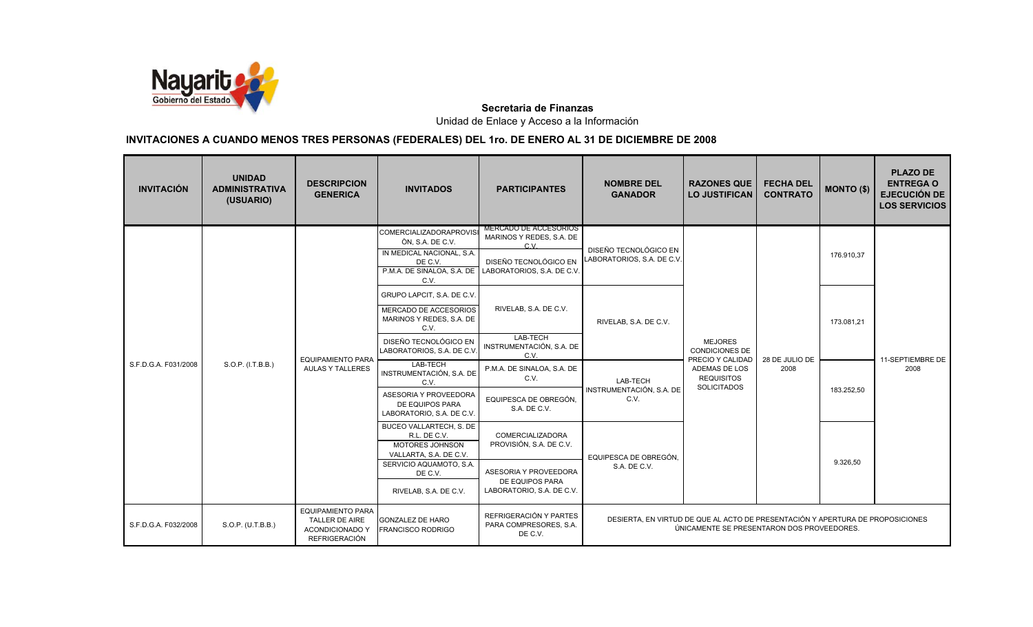**Secretaria de Finanzas**

Unidad de Enlace y Acceso a la Información

## INVITACIONES A CUANDO MENOS TRES PERSONAS (FEDERALES) DEL 1ro. DE ENERO AL 31 DE DICIEMBRE DE 2008

| INVITACIÓN | UNIDAD ADMINISTRATIVA (USUARIO) | DESCRIPCION GENERICA | INVITADOS | PARTICIPANTES | NOMBRE DEL GANADOR | RAZONES QUE LO JUSTIFICAN | FECHA DEL CONTRATO | MONTO ($) | PLAZO DE ENTREGA O EJECUCIÓN DE LOS SERVICIOS |
|---|---|---|---|---|---|---|---|---|---|
| S.F.D.G.A. F031/2008 | S.O.P. (I.T.B.B.) | EQUIPAMIENTO PARA AULAS Y TALLERES | COMERCIALIZADORAPROVISIÓN, S.A. DE C.V.<br>IN MEDICAL NACIONAL, S.A. DE C.V.<br>P.M.A. DE SINALOA, S.A. DE C.V. | MERCADO DE ACCESORIOS MARINOS Y REDES, S.A. DE C.V.<br>DISEÑO TECNOLÓGICO EN LABORATORIOS, S.A. DE C.V. | DISEÑO TECNOLÓGICO EN LABORATORIOS, S.A. DE C.V. | MEJORES CONDICIONES DE PRECIO Y CALIDAD ADEMAS DE LOS REQUISITOS SOLICITADOS | 28 DE JULIO DE 2008 | 176.910,37 | 11-SEPTIEMBRE DE 2008 |
| | | | GRUPO LAPCIT, S.A. DE C.V.<br>MERCADO DE ACCESORIOS MARINOS Y REDES, S.A. DE C.V.<br>DISEÑO TECNOLÓGICO EN LABORATORIOS, S.A. DE C.V. | RIVELAB, S.A. DE C.V.<br>LAB-TECH INSTRUMENTACIÓN, S.A. DE C.V. | RIVELAB, S.A. DE C.V. | | | 173.081,21 | |
| | | | LAB-TECH INSTRUMENTACIÓN, S.A. DE C.V.<br>ASESORIA Y PROVEEDORA DE EQUIPOS PARA LABORATORIO, S.A. DE C.V. | P.M.A. DE SINALOA, S.A. DE C.V.<br>EQUIPESCA DE OBREGÓN, S.A. DE C.V. | LAB-TECH INSTRUMENTACIÓN, S.A. DE C.V. | | | 183.252,50 | |
| | | | BUCEO VALLARTECH, S. DE R.L. DE C.V.<br>MOTORES JOHNSON VALLARTA, S.A. DE C.V.<br>SERVICIO AQUAMOTO, S.A. DE C.V.<br>RIVELAB, S.A. DE C.V. | COMERCIALIZADORA PROVISIÓN, S.A. DE C.V.<br>ASESORIA Y PROVEEDORA DE EQUIPOS PARA LABORATORIO, S.A. DE C.V. | EQUIPESCA DE OBREGÓN, S.A. DE C.V. | | | 9.326,50 | |
| S.F.D.G.A. F032/2008 | S.O.P. (U.T.B.B.) | EQUIPAMIENTO PARA TALLER DE AIRE ACONDICIONADO Y REFRIGERACIÓN | GONZALEZ DE HARO FRANCISCO RODRIGO | REFRIGERACIÓN Y PARTES PARA COMPRESORES, S.A. DE C.V. | DESIERTA, EN VIRTUD DE QUE AL ACTO DE PRESENTACIÓN Y APERTURA DE PROPOSICIONES ÚNICAMENTE SE PRESENTARON DOS PROVEEDORES. | | | | |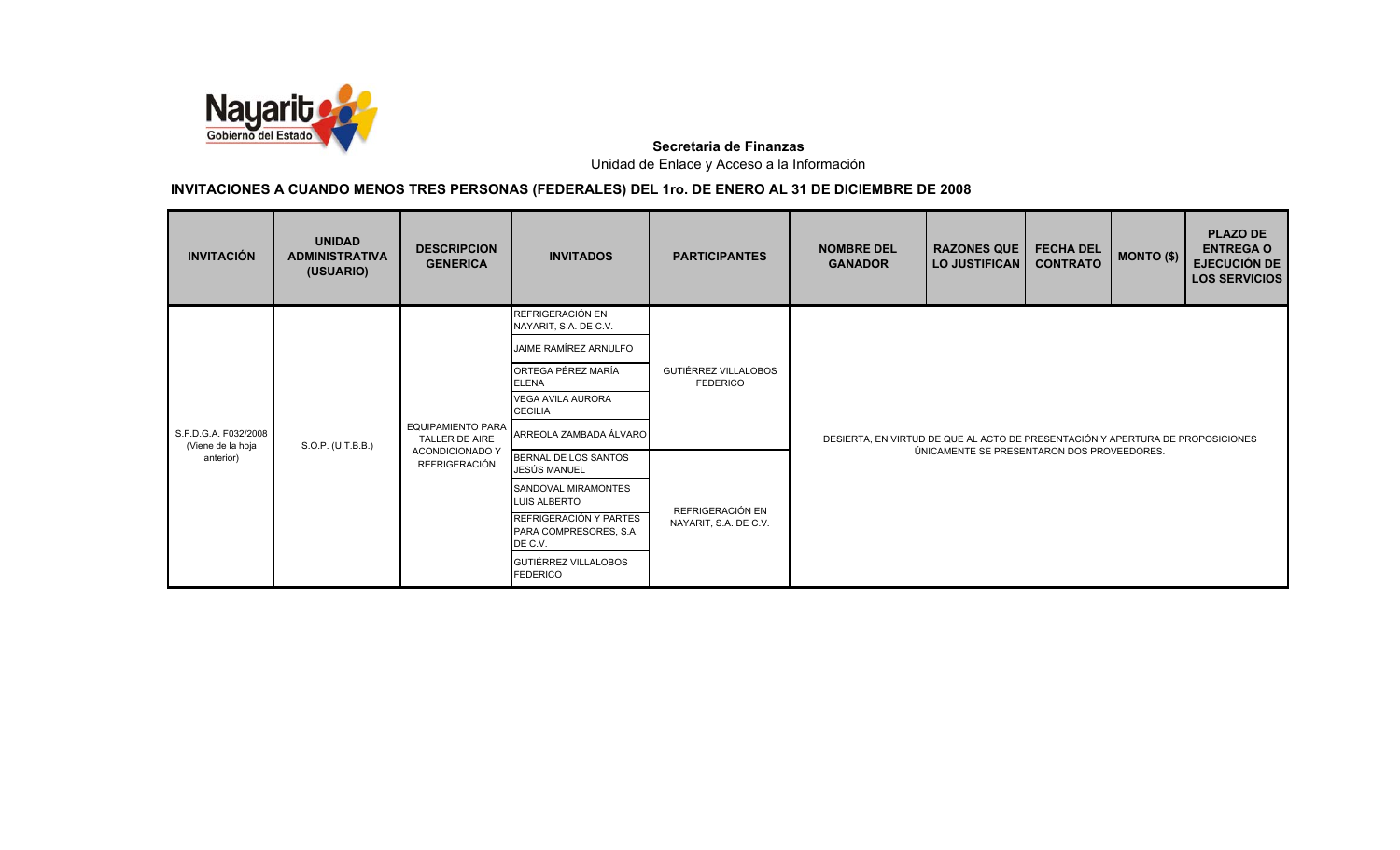**Secretaria de Finanzas**

Unidad de Enlace y Acceso a la Información

## INVITACIONES A CUANDO MENOS TRES PERSONAS (FEDERALES) DEL 1ro. DE ENERO AL 31 DE DICIEMBRE DE 2008

| INVITACIÓN | UNIDAD ADMINISTRATIVA (USUARIO) | DESCRIPCION GENERICA | INVITADOS | PARTICIPANTES | NOMBRE DEL GANADOR | RAZONES QUE LO JUSTIFICAN | FECHA DEL CONTRATO | MONTO ($) | PLAZO DE ENTREGA O EJECUCIÓN DE LOS SERVICIOS |
|---|---|---|---|---|---|---|---|---|---|
| S.F.D.G.A. F032/2008 (Viene de la hoja anterior) | S.O.P. (U.T.B.B.) | EQUIPAMIENTO PARA TALLER DE AIRE ACONDICIONADO Y REFRIGERACIÓN | REFRIGERACIÓN EN NAYARIT, S.A. DE C.V. | GUTIÉRREZ VILLALOBOS FEDERICO | DESIERTA, EN VIRTUD DE QUE AL ACTO DE PRESENTACIÓN Y APERTURA DE PROPOSICIONES ÚNICAMENTE SE PRESENTARON DOS PROVEEDORES. | | | | |
| | | | JAIME RAMÍREZ ARNULFO | | | | | | |
| | | | ORTEGA PÉREZ MARÍA ELENA | | | | | | |
| | | | VEGA AVILA AURORA CECILIA | | | | | | |
| | | | ARREOLA ZAMBADA ÁLVARO | | | | | | |
| | | | BERNAL DE LOS SANTOS JESÚS MANUEL | REFRIGERACIÓN EN NAYARIT, S.A. DE C.V. | | | | | |
| | | | SANDOVAL MIRAMONTES LUIS ALBERTO | | | | | | |
| | | | REFRIGERACIÓN Y PARTES PARA COMPRESORES, S.A. DE C.V. | | | | | | |
| | | | GUTIÉRREZ VILLALOBOS FEDERICO | | | | | | |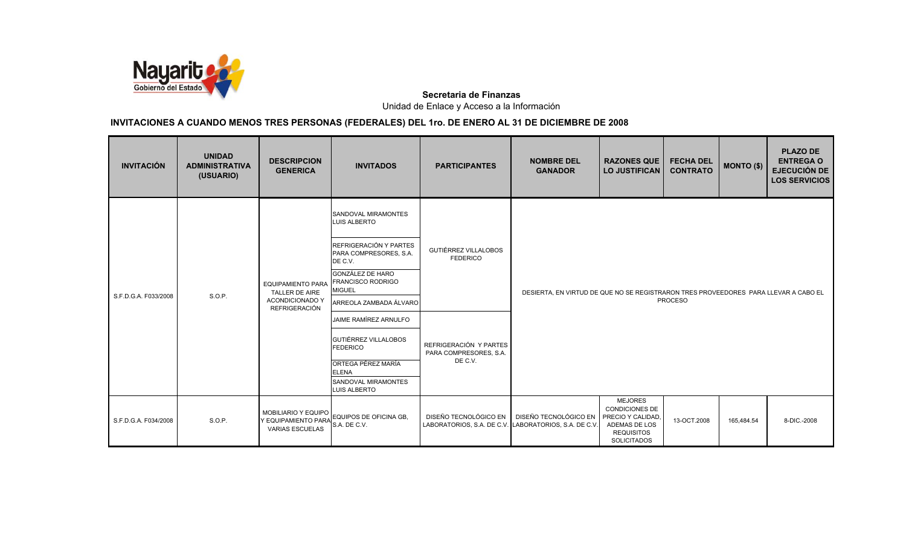**Secretaria de Finanzas**

Unidad de Enlace y Acceso a la Información

## INVITACIONES A CUANDO MENOS TRES PERSONAS (FEDERALES) DEL 1ro. DE ENERO AL 31 DE DICIEMBRE DE 2008

| INVITACIÓN | UNIDAD ADMINISTRATIVA (USUARIO) | DESCRIPCION GENERICA | INVITADOS | PARTICIPANTES | NOMBRE DEL GANADOR | RAZONES QUE LO JUSTIFICAN | FECHA DEL CONTRATO | MONTO ($) | PLAZO DE ENTREGA O EJECUCIÓN DE LOS SERVICIOS |
|---|---|---|---|---|---|---|---|---|---|
| S.F.D.G.A. F033/2008 | S.O.P. | EQUIPAMIENTO PARA TALLER DE AIRE ACONDICIONADO Y REFRIGERACIÓN | SANDOVAL MIRAMONTES LUIS ALBERTO; REFRIGERACIÓN Y PARTES PARA COMPRESORES, S.A. DE C.V.; GONZÁLEZ DE HARO FRANCISCO RODRIGO MIGUEL; ARREOLA ZAMBADA ÁLVARO; JAIME RAMÍREZ ARNULFO; GUTIÉRREZ VILLALOBOS FEDERICO; ORTEGA PÉREZ MARÍA ELENA; SANDOVAL MIRAMONTES LUIS ALBERTO | GUTIÉRREZ VILLALOBOS FEDERICO; REFRIGERACIÓN Y PARTES PARA COMPRESORES, S.A. DE C.V. | DESIERTA, EN VIRTUD DE QUE NO SE REGISTRARON TRES PROVEEDORES PARA LLEVAR A CABO EL PROCESO | | | | |
| S.F.D.G.A. F034/2008 | S.O.P. | MOBILIARIO Y EQUIPO Y EQUIPAMIENTO PARA VARIAS ESCUELAS | EQUIPOS DE OFICINA GB, S.A. DE C.V. | DISEÑO TECNOLÓGICO EN LABORATORIOS, S.A. DE C.V. | DISEÑO TECNOLÓGICO EN LABORATORIOS, S.A. DE C.V. | MEJORES CONDICIONES DE PRECIO Y CALIDAD, ADEMAS DE LOS REQUISITOS SOLICITADOS | 13-OCT.2008 | 165,484.54 | 8-DIC.-2008 |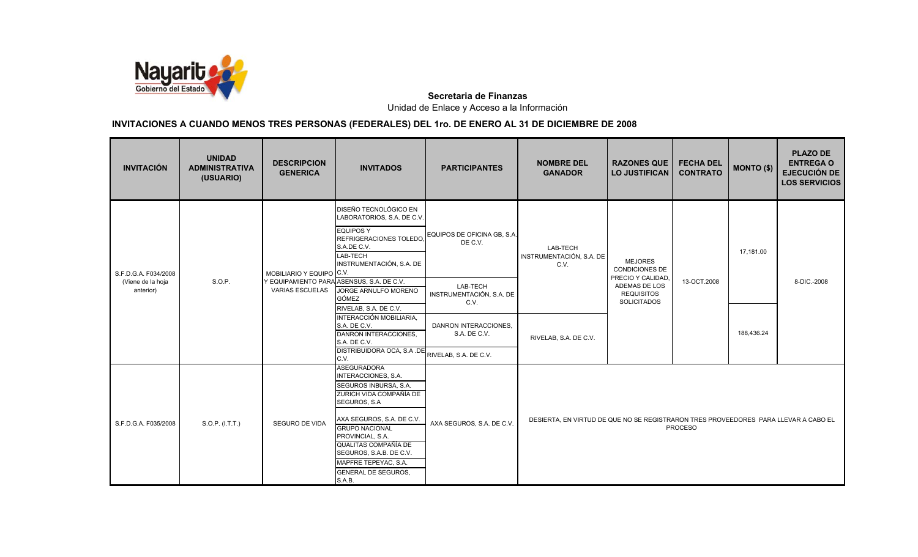**Secretaria de Finanzas**

Unidad de Enlace y Acceso a la Información

## INVITACIONES A CUANDO MENOS TRES PERSONAS (FEDERALES) DEL 1ro. DE ENERO AL 31 DE DICIEMBRE DE 2008

| INVITACIÓN | UNIDAD ADMINISTRATIVA (USUARIO) | DESCRIPCION GENERICA | INVITADOS | PARTICIPANTES | NOMBRE DEL GANADOR | RAZONES QUE LO JUSTIFICAN | FECHA DEL CONTRATO | MONTO ($) | PLAZO DE ENTREGA O EJECUCIÓN DE LOS SERVICIOS |
|---|---|---|---|---|---|---|---|---|---|
| S.F.D.G.A. F034/2008 (Viene de la hoja anterior) | S.O.P. | MOBILIARIO Y EQUIPO Y EQUIPAMIENTO PARA VARIAS ESCUELAS | DISEÑO TECNOLÓGICO EN LABORATORIOS, S.A. DE C.V.<br>EQUIPOS Y REFRIGERACIONES TOLEDO, S.A.DE C.V.<br>LAB-TECH INSTRUMENTACIÓN, S.A. DE C.V.<br>ASENSUS, S.A. DE C.V.<br>JORGE ARNULFO MORENO GÓMEZ<br>RIVELAB, S.A. DE C.V.<br>INTERACCIÓN MOBILIARIA, S.A. DE C.V.<br>DANRON INTERACCIONES, S.A. DE C.V.<br>DISTRIBUIDORA OCA, S.A .DE C.V. | EQUIPOS DE OFICINA GB, S.A. DE C.V.<br>LAB-TECH INSTRUMENTACIÓN, S.A. DE C.V.<br>DANRON INTERACCIONES, S.A. DE C.V.<br>RIVELAB, S.A. DE C.V. | LAB-TECH INSTRUMENTACIÓN, S.A. DE C.V. | MEJORES CONDICIONES DE PRECIO Y CALIDAD, ADEMAS DE LOS REQUISITOS SOLICITADOS | 13-OCT.2008 | 17,181.00 | 8-DIC.-2008 |
| | | | | | RIVELAB, S.A. DE C.V. | | | 188,436.24 | |
| S.F.D.G.A. F035/2008 | S.O.P. (I.T.T.) | SEGURO DE VIDA | ASEGURADORA INTERACCIONES, S.A.<br>SEGUROS INBURSA, S.A.<br>ZURICH VIDA COMPAÑÍA DE SEGUROS, S.A<br>AXA SEGUROS, S.A. DE C.V.<br>GRUPO NACIONAL PROVINCIAL, S.A.<br>QUALITAS COMPAÑÍA DE SEGUROS, S.A.B. DE C.V.<br>MAPFRE TEPEYAC, S.A.<br>GENERAL DE SEGUROS, S.A.B. | AXA SEGUROS, S.A. DE C.V. | DESIERTA, EN VIRTUD DE QUE NO SE REGISTRARON TRES PROVEEDORES PARA LLEVAR A CABO EL PROCESO | | | | |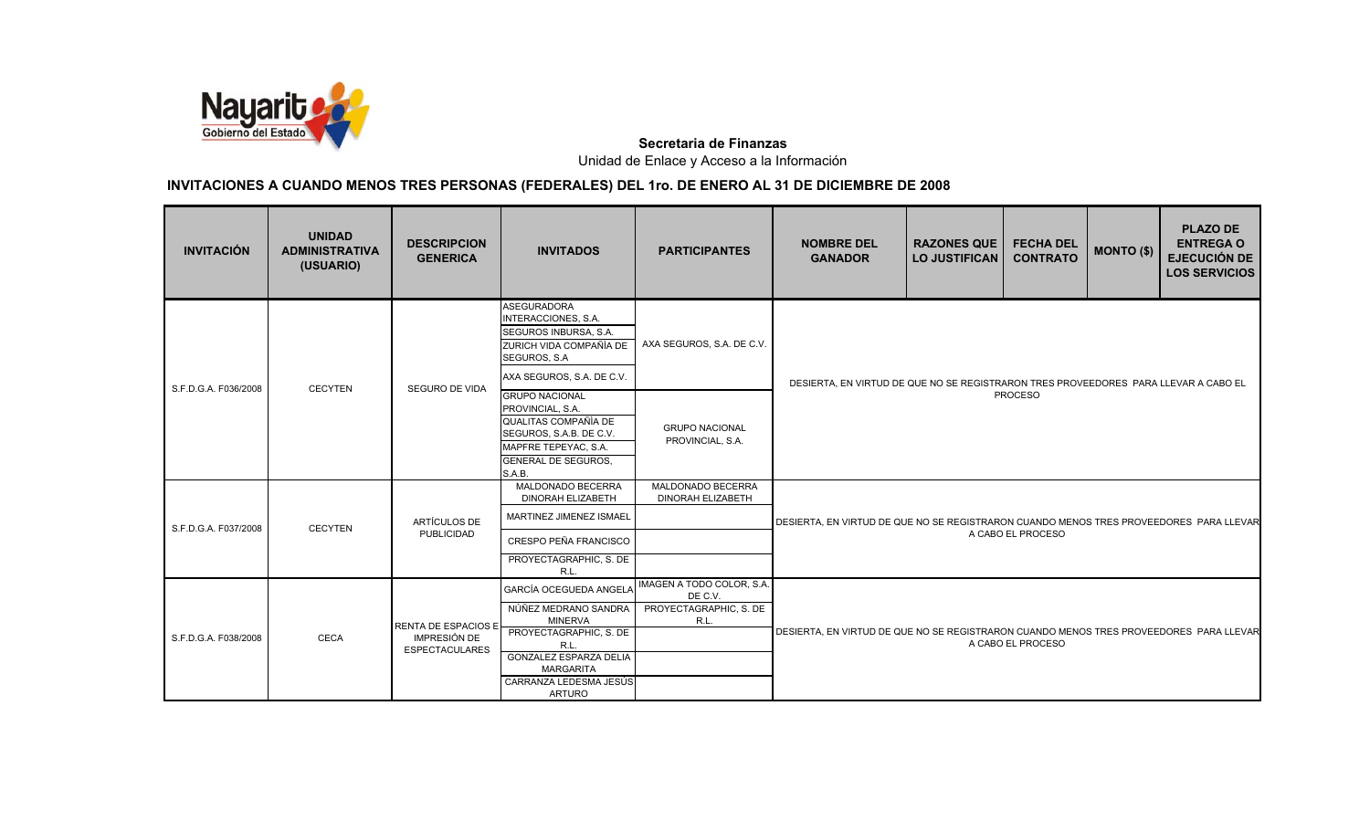**Secretaria de Finanzas**

Unidad de Enlace y Acceso a la Información

## INVITACIONES A CUANDO MENOS TRES PERSONAS (FEDERALES) DEL 1ro. DE ENERO AL 31 DE DICIEMBRE DE 2008

| INVITACIÓN | UNIDAD ADMINISTRATIVA (USUARIO) | DESCRIPCION GENERICA | INVITADOS | PARTICIPANTES | NOMBRE DEL GANADOR | RAZONES QUE LO JUSTIFICAN | FECHA DEL CONTRATO | MONTO ($) | PLAZO DE ENTREGA O EJECUCIÓN DE LOS SERVICIOS |
|---|---|---|---|---|---|---|---|---|---|
| S.F.D.G.A. F036/2008 | CECYTEN | SEGURO DE VIDA | ASEGURADORA INTERACCIONES, S.A. | AXA SEGUROS, S.A. DE C.V. | DESIERTA, EN VIRTUD DE QUE NO SE REGISTRARON TRES PROVEEDORES PARA LLEVAR A CABO EL PROCESO | | | | |
| | | | SEGUROS INBURSA, S.A. | | | | | | |
| | | | ZURICH VIDA COMPAÑÍA DE SEGUROS, S.A | | | | | | |
| | | | AXA SEGUROS, S.A. DE C.V. | | | | | | |
| | | | GRUPO NACIONAL PROVINCIAL, S.A. | GRUPO NACIONAL PROVINCIAL, S.A. | | | | | |
| | | | QUALITAS COMPAÑÍA DE SEGUROS, S.A.B. DE C.V. | | | | | | |
| | | | MAPFRE TEPEYAC, S.A. | | | | | | |
| | | | GENERAL DE SEGUROS, S.A.B. | | | | | | |
| S.F.D.G.A. F037/2008 | CECYTEN | ARTÍCULOS DE PUBLICIDAD | MALDONADO BECERRA DINORAH ELIZABETH | MALDONADO BECERRA DINORAH ELIZABETH | DESIERTA, EN VIRTUD DE QUE NO SE REGISTRARON CUANDO MENOS TRES PROVEEDORES PARA LLEVAR A CABO EL PROCESO | | | | |
| | | | MARTINEZ JIMENEZ ISMAEL | | | | | | |
| | | | CRESPO PEÑA FRANCISCO | | | | | | |
| | | | PROYECTAGRAPHIC, S. DE R.L. | | | | | | |
| S.F.D.G.A. F038/2008 | CECA | RENTA DE ESPACIOS E IMPRESIÓN DE ESPECTACULARES | GARCÍA OCEGUEDA ANGELA | IMAGEN A TODO COLOR, S.A. DE C.V. | DESIERTA, EN VIRTUD DE QUE NO SE REGISTRARON CUANDO MENOS TRES PROVEEDORES PARA LLEVAR A CABO EL PROCESO | | | | |
| | | | NÚÑEZ MEDRANO SANDRA MINERVA | PROYECTAGRAPHIC, S. DE R.L. | | | | | |
| | | | PROYECTAGRAPHIC, S. DE R.L. | | | | | | |
| | | | GONZALEZ ESPARZA DELIA MARGARITA | | | | | | |
| | | | CARRANZA LEDESMA JESÚS ARTURO | | | | | | |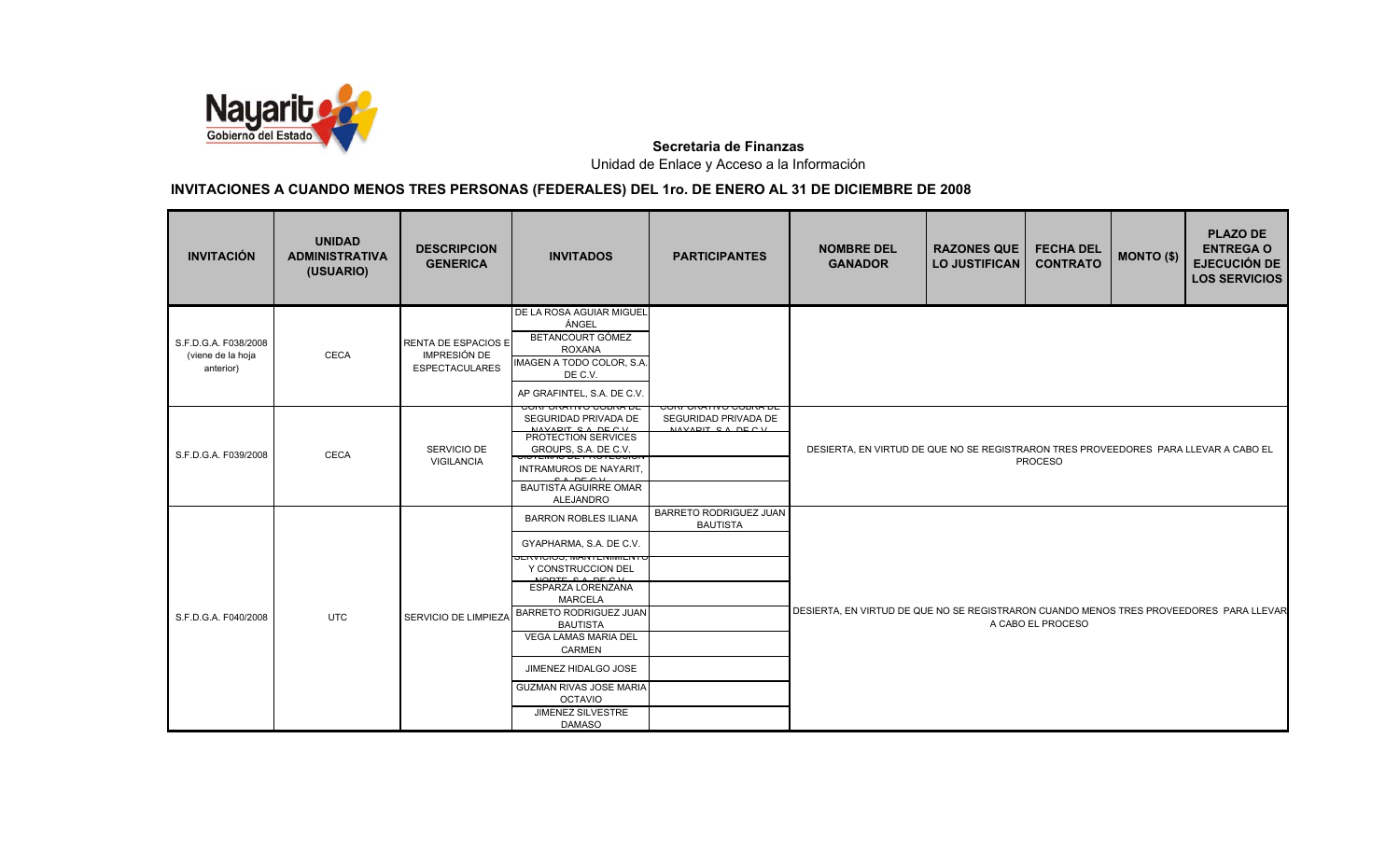**Secretaria de Finanzas**

Unidad de Enlace y Acceso a la Información

## INVITACIONES A CUANDO MENOS TRES PERSONAS (FEDERALES) DEL 1ro. DE ENERO AL 31 DE DICIEMBRE DE 2008

| INVITACIÓN | UNIDAD ADMINISTRATIVA (USUARIO) | DESCRIPCION GENERICA | INVITADOS | PARTICIPANTES | NOMBRE DEL GANADOR | RAZONES QUE LO JUSTIFICAN | FECHA DEL CONTRATO | MONTO ($) | PLAZO DE ENTREGA O EJECUCIÓN DE LOS SERVICIOS |
|---|---|---|---|---|---|---|---|---|---|
| S.F.D.G.A. F038/2008 (viene de la hoja anterior) | CECA | RENTA DE ESPACIOS E IMPRESIÓN DE ESPECTACULARES | DE LA ROSA AGUIAR MIGUEL ÁNGEL | | | | | | |
| | | | BETANCOURT GÓMEZ ROXANA | | | | | | |
| | | | IMAGEN A TODO COLOR, S.A. DE C.V. | | | | | | |
| | | | AP GRAFINTEL, S.A. DE C.V. | | | | | | |
| S.F.D.G.A. F039/2008 | CECA | SERVICIO DE VIGILANCIA | CORPORATIVO COBRA DE SEGURIDAD PRIVADA DE NAYARIT, S.A. DE C.V. | CORPORATIVO COBRA DE SEGURIDAD PRIVADA DE NAYARIT, S.A. DE C.V. | DESIERTA, EN VIRTUD DE QUE NO SE REGISTRARON TRES PROVEEDORES PARA LLEVAR A CABO EL PROCESO | | | | |
| | | | PROTECTION SERVICES GROUPS, S.A. DE C.V. | | | | | | |
| | | | SISTEMAS DE PROTECCIÓN INTRAMUROS DE NAYARIT, S.A. DE C.V. | | | | | | |
| | | | BAUTISTA AGUIRRE OMAR ALEJANDRO | | | | | | |
| S.F.D.G.A. F040/2008 | UTC | SERVICIO DE LIMPIEZA | BARRON ROBLES ILIANA | BARRETO RODRIGUEZ JUAN BAUTISTA | DESIERTA, EN VIRTUD DE QUE NO SE REGISTRARON CUANDO MENOS TRES PROVEEDORES PARA LLEVAR A CABO EL PROCESO | | | | |
| | | | GYAPHARMA, S.A. DE C.V. | | | | | | |
| | | | SERVICIOS, MANTENIMIENTO Y CONSTRUCCION DEL NORTE, S.A. DE C.V. | | | | | | |
| | | | ESPARZA LORENZANA MARCELA | | | | | | |
| | | | BARRETO RODRIGUEZ JUAN BAUTISTA | | | | | | |
| | | | VEGA LAMAS MARIA DEL CARMEN | | | | | | |
| | | | JIMENEZ HIDALGO JOSE | | | | | | |
| | | | GUZMAN RIVAS JOSE MARIA OCTAVIO | | | | | | |
| | | | JIMENEZ SILVESTRE DAMASO | | | | | | |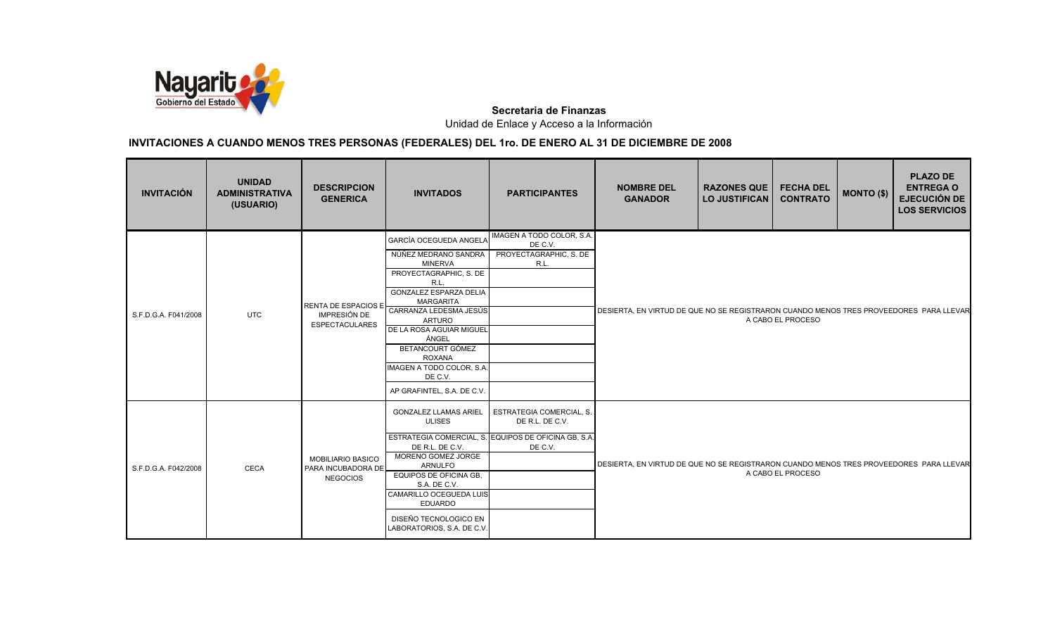**Secretaria de Finanzas**

Unidad de Enlace y Acceso a la Información

## INVITACIONES A CUANDO MENOS TRES PERSONAS (FEDERALES) DEL 1ro. DE ENERO AL 31 DE DICIEMBRE DE 2008

| INVITACIÓN | UNIDAD ADMINISTRATIVA (USUARIO) | DESCRIPCION GENERICA | INVITADOS | PARTICIPANTES | NOMBRE DEL GANADOR | RAZONES QUE LO JUSTIFICAN | FECHA DEL CONTRATO | MONTO ($) | PLAZO DE ENTREGA O EJECUCIÓN DE LOS SERVICIOS |
|---|---|---|---|---|---|---|---|---|---|
| S.F.D.G.A. F041/2008 | UTC | RENTA DE ESPACIOS E IMPRESIÓN DE ESPECTACULARES | GARCÍA OCEGUEDA ANGELA | IMAGEN A TODO COLOR, S.A. DE C.V. | DESIERTA, EN VIRTUD DE QUE NO SE REGISTRARON CUANDO MENOS TRES PROVEEDORES PARA LLEVAR A CABO EL PROCESO | | | | |
| | | | NÚÑEZ MEDRANO SANDRA MINERVA | PROYECTAGRAPHIC, S. DE R.L. | | | | | |
| | | | PROYECTAGRAPHIC, S. DE R.L. | | | | | | |
| | | | GONZALEZ ESPARZA DELIA MARGARITA | | | | | | |
| | | | CARRANZA LEDESMA JESÚS ARTURO | | | | | | |
| | | | DE LA ROSA AGUIAR MIGUEL ÁNGEL | | | | | | |
| | | | BETANCOURT GÓMEZ ROXANA | | | | | | |
| | | | IMAGEN A TODO COLOR, S.A. DE C.V. | | | | | | |
| | | | AP GRAFINTEL, S.A. DE C.V. | | | | | | |
| S.F.D.G.A. F042/2008 | CECA | MOBILIARIO BASICO PARA INCUBADORA DE NEGOCIOS | GONZALEZ LLAMAS ARIEL ULISES | ESTRATEGIA COMERCIAL, S. DE R.L. DE C.V. | DESIERTA, EN VIRTUD DE QUE NO SE REGISTRARON CUANDO MENOS TRES PROVEEDORES PARA LLEVAR A CABO EL PROCESO | | | | |
| | | | ESTRATEGIA COMERCIAL, S. DE R.L. DE C.V. | EQUIPOS DE OFICINA GB, S.A. DE C.V. | | | | | |
| | | | MORENO GOMEZ JORGE ARNULFO | | | | | | |
| | | | EQUIPOS DE OFICINA GB, S.A. DE C.V. | | | | | | |
| | | | CAMARILLO OCEGUEDA LUIS EDUARDO | | | | | | |
| | | | DISEÑO TECNOLOGICO EN LABORATORIOS, S.A. DE C.V. | | | | | | |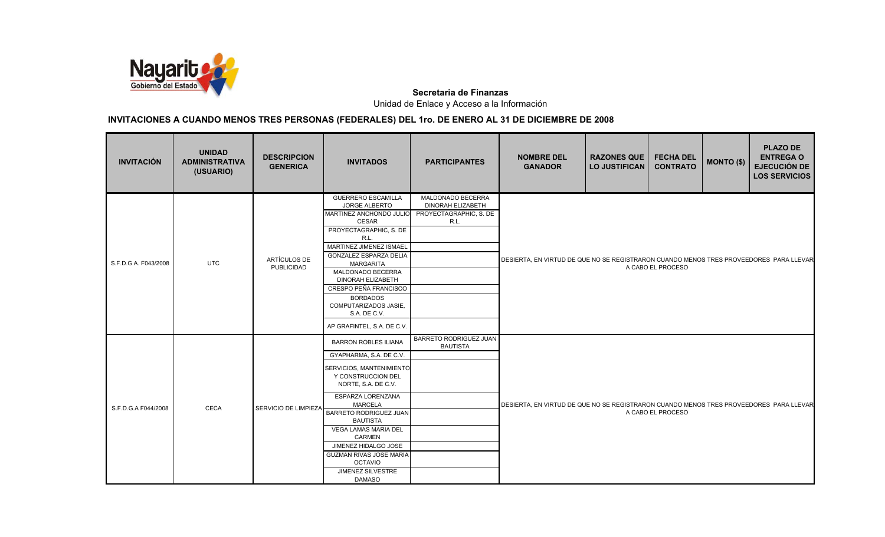**Secretaria de Finanzas**

Unidad de Enlace y Acceso a la Información

## INVITACIONES A CUANDO MENOS TRES PERSONAS (FEDERALES) DEL 1ro. DE ENERO AL 31 DE DICIEMBRE DE 2008

| INVITACIÓN | UNIDAD ADMINISTRATIVA (USUARIO) | DESCRIPCION GENERICA | INVITADOS | PARTICIPANTES | NOMBRE DEL GANADOR | RAZONES QUE LO JUSTIFICAN | FECHA DEL CONTRATO | MONTO ($) | PLAZO DE ENTREGA O EJECUCIÓN DE LOS SERVICIOS |
|---|---|---|---|---|---|---|---|---|---|
| S.F.D.G.A. F043/2008 | UTC | ARTÍCULOS DE PUBLICIDAD | GUERRERO ESCAMILLA JORGE ALBERTO | MALDONADO BECERRA DINORAH ELIZABETH | DESIERTA, EN VIRTUD DE QUE NO SE REGISTRARON CUANDO MENOS TRES PROVEEDORES PARA LLEVAR A CABO EL PROCESO | | | | |
| | | | MARTINEZ ANCHONDO JULIO CESAR | PROYECTAGRAPHIC, S. DE R.L. | | | | | |
| | | | PROYECTAGRAPHIC, S. DE R.L. | | | | | | |
| | | | MARTINEZ JIMENEZ ISMAEL | | | | | | |
| | | | GONZALEZ ESPARZA DELIA MARGARITA | | | | | | |
| | | | MALDONADO BECERRA DINORAH ELIZABETH | | | | | | |
| | | | CRESPO PEÑA FRANCISCO | | | | | | |
| | | | BORDADOS COMPUTARIZADOS JASIE, S.A. DE C.V. | | | | | | |
| | | | AP GRAFINTEL, S.A. DE C.V. | | | | | | |
| S.F.D.G.A F044/2008 | CECA | SERVICIO DE LIMPIEZA | BARRON ROBLES ILIANA | BARRETO RODRIGUEZ JUAN BAUTISTA | DESIERTA, EN VIRTUD DE QUE NO SE REGISTRARON CUANDO MENOS TRES PROVEEDORES PARA LLEVAR A CABO EL PROCESO | | | | |
| | | | GYAPHARMA, S.A. DE C.V. | | | | | | |
| | | | SERVICIOS, MANTENIMIENTO Y CONSTRUCCION DEL NORTE, S.A. DE C.V. | | | | | | |
| | | | ESPARZA LORENZANA MARCELA | | | | | | |
| | | | BARRETO RODRIGUEZ JUAN BAUTISTA | | | | | | |
| | | | VEGA LAMAS MARIA DEL CARMEN | | | | | | |
| | | | JIMENEZ HIDALGO JOSE | | | | | | |
| | | | GUZMAN RIVAS JOSE MARIA OCTAVIO | | | | | | |
| | | | JIMENEZ SILVESTRE DAMASO | | | | | | |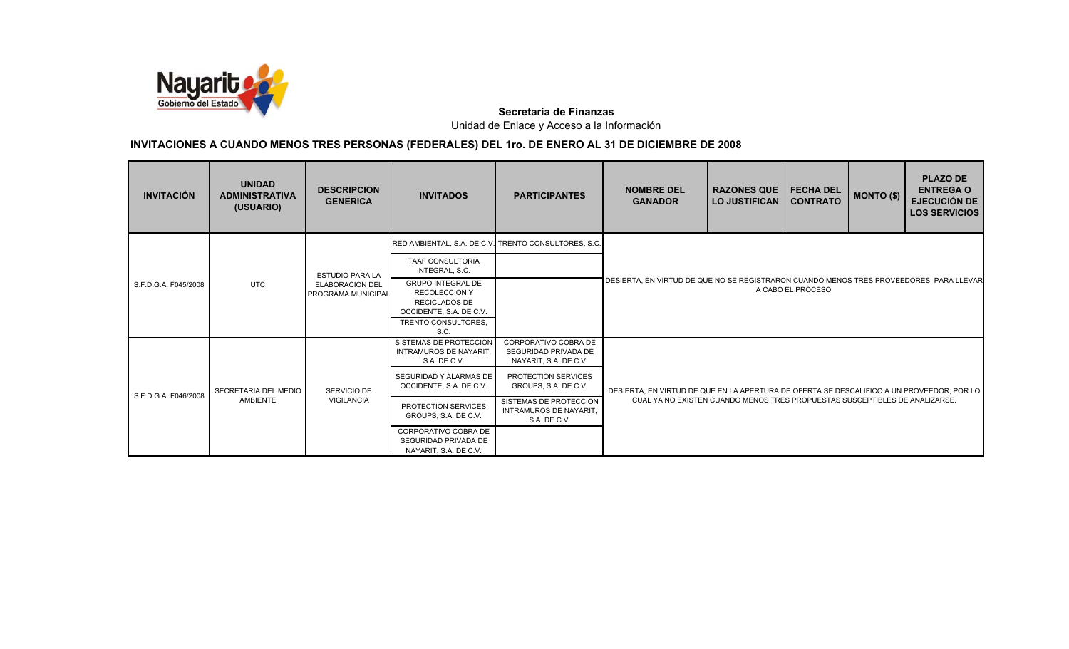**Secretaria de Finanzas**

Unidad de Enlace y Acceso a la Información

## INVITACIONES A CUANDO MENOS TRES PERSONAS (FEDERALES) DEL 1ro. DE ENERO AL 31 DE DICIEMBRE DE 2008

| INVITACIÓN | UNIDAD ADMINISTRATIVA (USUARIO) | DESCRIPCION GENERICA | INVITADOS | PARTICIPANTES | NOMBRE DEL GANADOR | RAZONES QUE LO JUSTIFICAN | FECHA DEL CONTRATO | MONTO ($) | PLAZO DE ENTREGA O EJECUCIÓN DE LOS SERVICIOS |
|---|---|---|---|---|---|---|---|---|---|
| S.F.D.G.A. F045/2008 | UTC | ESTUDIO PARA LA ELABORACION DEL PROGRAMA MUNICIPAL | RED AMBIENTAL, S.A. DE C.V. | TRENTO CONSULTORES, S.C. | DESIERTA, EN VIRTUD DE QUE NO SE REGISTRARON CUANDO MENOS TRES PROVEEDORES PARA LLEVAR A CABO EL PROCESO | | | | |
| | | | TAAF CONSULTORIA INTEGRAL, S.C. | | | | | | |
| | | | GRUPO INTEGRAL DE RECOLECCION Y RECICLADOS DE OCCIDENTE, S.A. DE C.V. | | | | | | |
| | | | TRENTO CONSULTORES, S.C. | | | | | | |
| S.F.D.G.A. F046/2008 | SECRETARIA DEL MEDIO AMBIENTE | SERVICIO DE VIGILANCIA | SISTEMAS DE PROTECCION INTRAMUROS DE NAYARIT, S.A. DE C.V. | CORPORATIVO COBRA DE SEGURIDAD PRIVADA DE NAYARIT, S.A. DE C.V. | DESIERTA, EN VIRTUD DE QUE EN LA APERTURA DE OFERTA SE DESCALIFICO A UN PROVEEDOR, POR LO CUAL YA NO EXISTEN CUANDO MENOS TRES PROPUESTAS SUSCEPTIBLES DE ANALIZARSE. | | | | |
| | | | SEGURIDAD Y ALARMAS DE OCCIDENTE, S.A. DE C.V. | PROTECTION SERVICES GROUPS, S.A. DE C.V. | | | | | |
| | | | PROTECTION SERVICES GROUPS, S.A. DE C.V. | SISTEMAS DE PROTECCION INTRAMUROS DE NAYARIT, S.A. DE C.V. | | | | | |
| | | | CORPORATIVO COBRA DE SEGURIDAD PRIVADA DE NAYARIT, S.A. DE C.V. | | | | | | |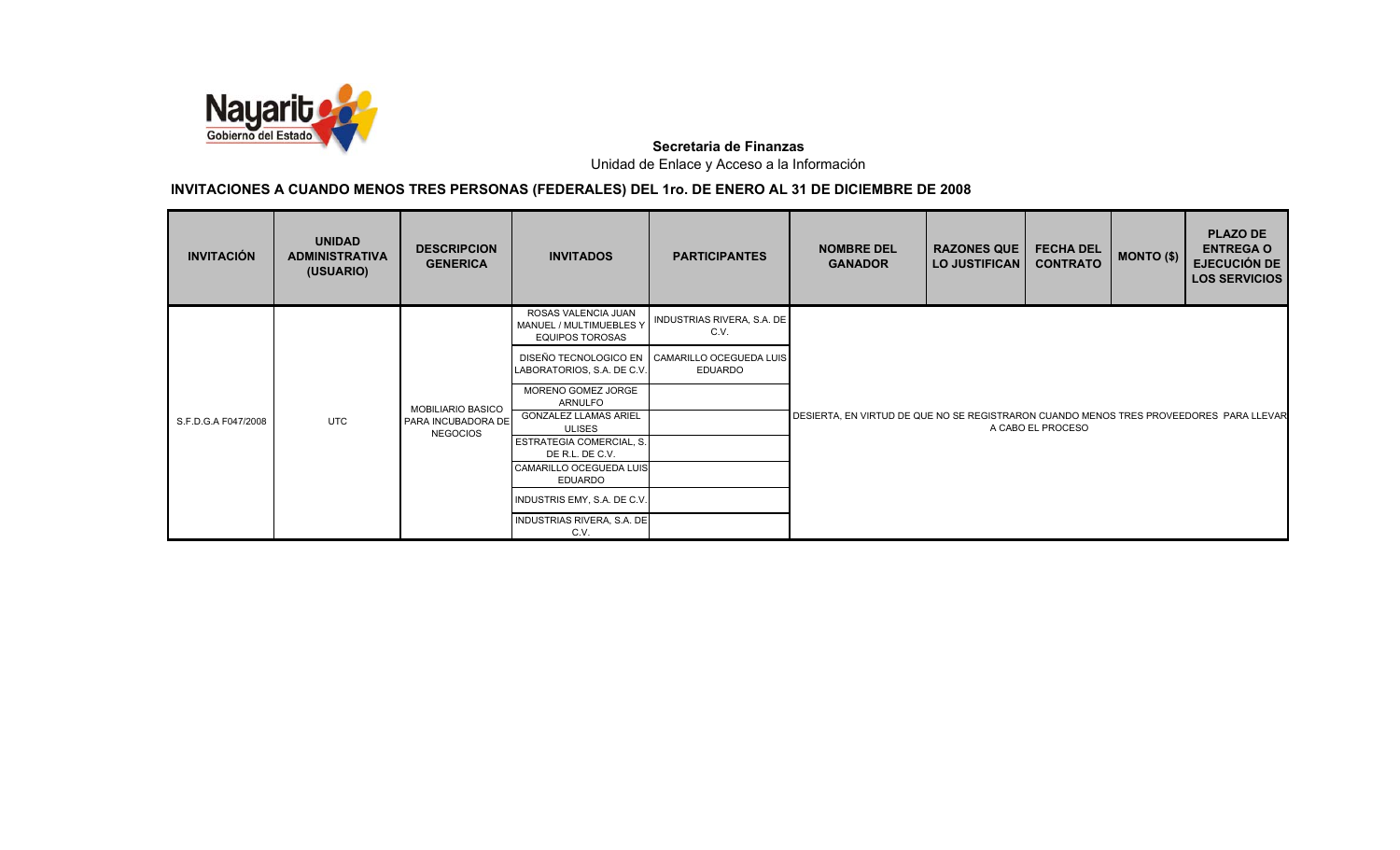**Secretaria de Finanzas**

Unidad de Enlace y Acceso a la Información

## INVITACIONES A CUANDO MENOS TRES PERSONAS (FEDERALES) DEL 1ro. DE ENERO AL 31 DE DICIEMBRE DE 2008

| INVITACIÓN | UNIDAD ADMINISTRATIVA (USUARIO) | DESCRIPCION GENERICA | INVITADOS | PARTICIPANTES | NOMBRE DEL GANADOR | RAZONES QUE LO JUSTIFICAN | FECHA DEL CONTRATO | MONTO ($) | PLAZO DE ENTREGA O EJECUCIÓN DE LOS SERVICIOS |
|---|---|---|---|---|---|---|---|---|---|
| S.F.D.G.A F047/2008 | UTC | MOBILIARIO BASICO PARA INCUBADORA DE NEGOCIOS | ROSAS VALENCIA JUAN MANUEL / MULTIMUEBLES Y EQUIPOS TOROSAS | INDUSTRIAS RIVERA, S.A. DE C.V. | DESIERTA, EN VIRTUD DE QUE NO SE REGISTRARON CUANDO MENOS TRES PROVEEDORES PARA LLEVAR A CABO EL PROCESO | | | | |
| | | | DISEÑO TECNOLOGICO EN LABORATORIOS, S.A. DE C.V. | CAMARILLO OCEGUEDA LUIS EDUARDO | | | | | |
| | | | MORENO GOMEZ JORGE ARNULFO | | | | | | |
| | | | GONZALEZ LLAMAS ARIEL ULISES | | | | | | |
| | | | ESTRATEGIA COMERCIAL, S. DE R.L. DE C.V. | | | | | | |
| | | | CAMARILLO OCEGUEDA LUIS EDUARDO | | | | | | |
| | | | INDUSTRIS EMY, S.A. DE C.V. | | | | | | |
| | | | INDUSTRIAS RIVERA, S.A. DE C.V. | | | | | | |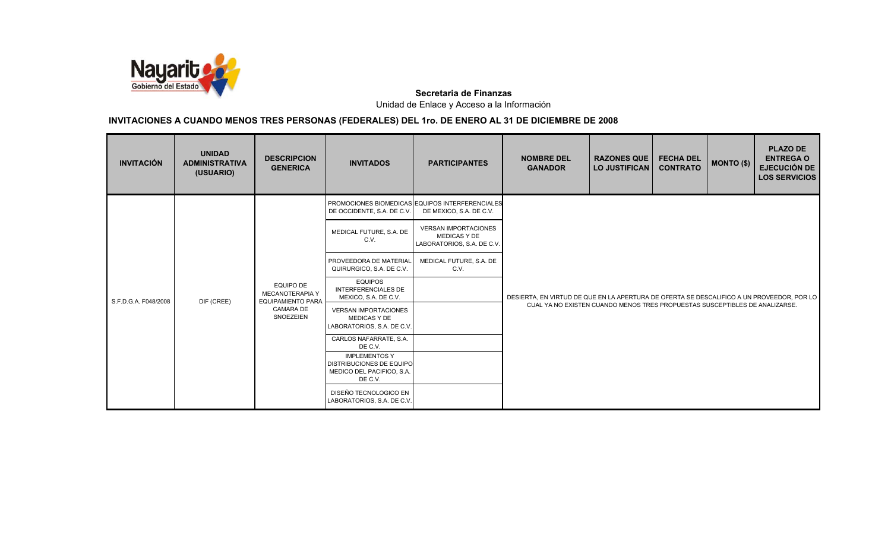**Secretaria de Finanzas**

Unidad de Enlace y Acceso a la Información

## INVITACIONES A CUANDO MENOS TRES PERSONAS (FEDERALES) DEL 1ro. DE ENERO AL 31 DE DICIEMBRE DE 2008

| INVITACIÓN | UNIDAD ADMINISTRATIVA (USUARIO) | DESCRIPCION GENERICA | INVITADOS | PARTICIPANTES | NOMBRE DEL GANADOR | RAZONES QUE LO JUSTIFICAN | FECHA DEL CONTRATO | MONTO ($) | PLAZO DE ENTREGA O EJECUCIÓN DE LOS SERVICIOS |
|---|---|---|---|---|---|---|---|---|---|
| S.F.D.G.A. F048/2008 | DIF (CREE) | EQUIPO DE MECANOTERAPIA Y EQUIPAMIENTO PARA CAMARA DE SNOEZEIEN | PROMOCIONES BIOMEDICAS DE OCCIDENTE, S.A. DE C.V. | EQUIPOS INTERFERENCIALES DE MEXICO, S.A. DE C.V. | DESIERTA, EN VIRTUD DE QUE EN LA APERTURA DE OFERTA SE DESCALIFICO A UN PROVEEDOR, POR LO CUAL YA NO EXISTEN CUANDO MENOS TRES PROPUESTAS SUSCEPTIBLES DE ANALIZARSE. | | | | |
| | | | MEDICAL FUTURE, S.A. DE C.V. | VERSAN IMPORTACIONES MEDICAS Y DE LABORATORIOS, S.A. DE C.V. | | | | | |
| | | | PROVEEDORA DE MATERIAL QUIRURGICO, S.A. DE C.V. | MEDICAL FUTURE, S.A. DE C.V. | | | | | |
| | | | EQUIPOS INTERFERENCIALES DE MEXICO, S.A. DE C.V. | | | | | | |
| | | | VERSAN IMPORTACIONES MEDICAS Y DE LABORATORIOS, S.A. DE C.V. | | | | | | |
| | | | CARLOS NAFARRATE, S.A. DE C.V. | | | | | | |
| | | | IMPLEMENTOS Y DISTRIBUCIONES DE EQUIPO MEDICO DEL PACIFICO, S.A. DE C.V. | | | | | | |
| | | | DISEÑO TECNOLOGICO EN LABORATORIOS, S.A. DE C.V. | | | | | | |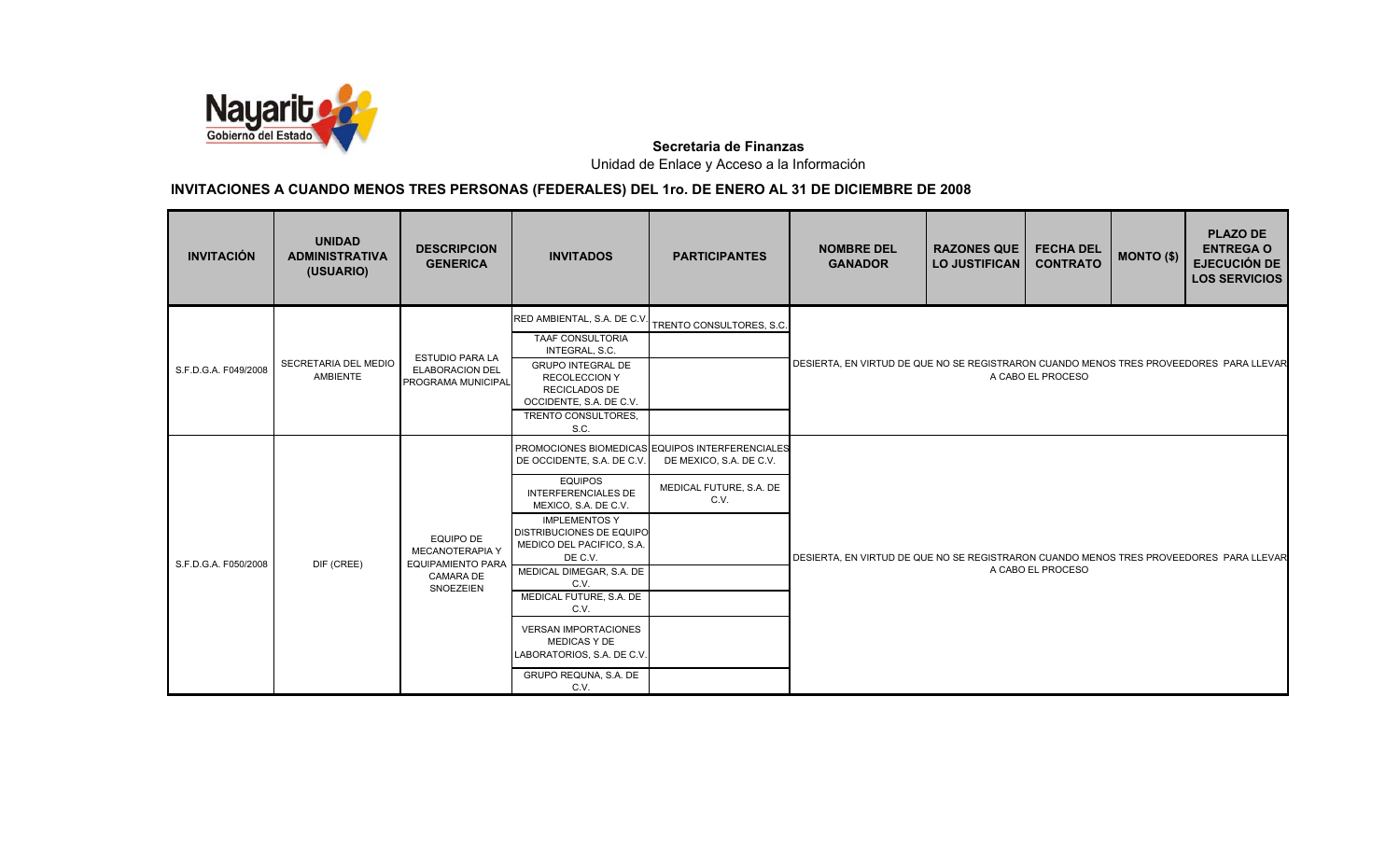**Secretaria de Finanzas**

Unidad de Enlace y Acceso a la Información

## INVITACIONES A CUANDO MENOS TRES PERSONAS (FEDERALES) DEL 1ro. DE ENERO AL 31 DE DICIEMBRE DE 2008

| INVITACIÓN | UNIDAD ADMINISTRATIVA (USUARIO) | DESCRIPCION GENERICA | INVITADOS | PARTICIPANTES | NOMBRE DEL GANADOR | RAZONES QUE LO JUSTIFICAN | FECHA DEL CONTRATO | MONTO ($) | PLAZO DE ENTREGA O EJECUCIÓN DE LOS SERVICIOS |
|---|---|---|---|---|---|---|---|---|---|
| S.F.D.G.A. F049/2008 | SECRETARIA DEL MEDIO AMBIENTE | ESTUDIO PARA LA ELABORACION DEL PROGRAMA MUNICIPAL | RED AMBIENTAL, S.A. DE C.V. | TRENTO CONSULTORES, S.C. | DESIERTA, EN VIRTUD DE QUE NO SE REGISTRARON CUANDO MENOS TRES PROVEEDORES PARA LLEVAR A CABO EL PROCESO | | | | |
| | | | TAAF CONSULTORIA INTEGRAL, S.C. | | | | | | |
| | | | GRUPO INTEGRAL DE RECOLECCION Y RECICLADOS DE OCCIDENTE, S.A. DE C.V. | | | | | | |
| | | | TRENTO CONSULTORES, S.C. | | | | | | |
| S.F.D.G.A. F050/2008 | DIF (CREE) | EQUIPO DE MECANOTERAPIA Y EQUIPAMIENTO PARA CAMARA DE SNOEZEIEN | PROMOCIONES BIOMEDICAS DE OCCIDENTE, S.A. DE C.V. | EQUIPOS INTERFERENCIALES DE MEXICO, S.A. DE C.V. | DESIERTA, EN VIRTUD DE QUE NO SE REGISTRARON CUANDO MENOS TRES PROVEEDORES PARA LLEVAR A CABO EL PROCESO | | | | |
| | | | EQUIPOS INTERFERENCIALES DE MEXICO, S.A. DE C.V. | MEDICAL FUTURE, S.A. DE C.V. | | | | | |
| | | | IMPLEMENTOS Y DISTRIBUCIONES DE EQUIPO MEDICO DEL PACIFICO, S.A. DE C.V. | | | | | | |
| | | | MEDICAL DIMEGAR, S.A. DE C.V. | | | | | | |
| | | | MEDICAL FUTURE, S.A. DE C.V. | | | | | | |
| | | | VERSAN IMPORTACIONES MEDICAS Y DE LABORATORIOS, S.A. DE C.V. | | | | | | |
| | | | GRUPO REQUNA, S.A. DE C.V. | | | | | | |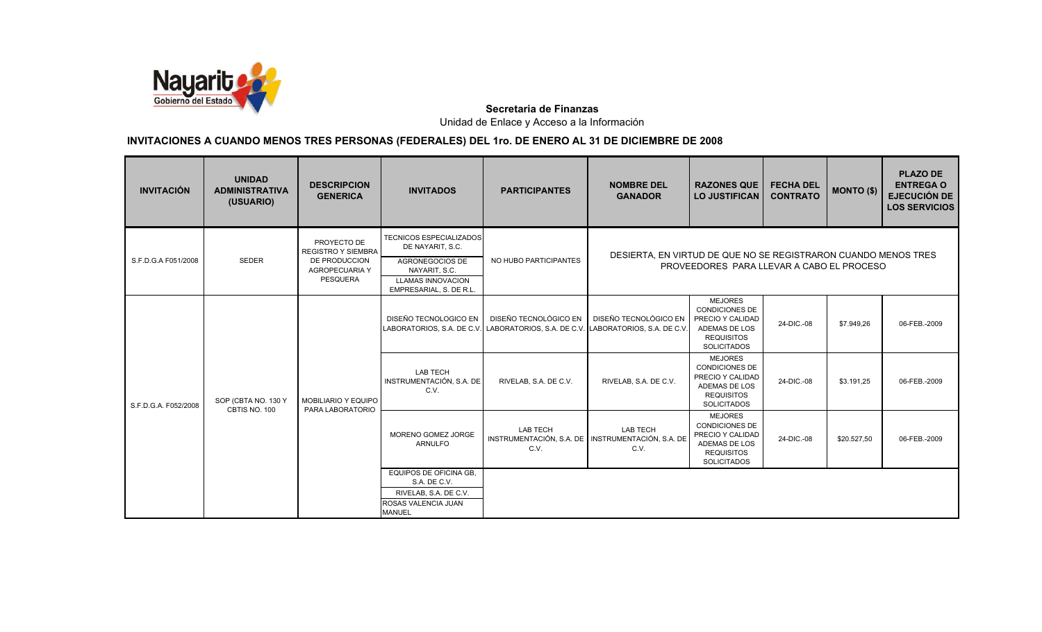**Secretaria de Finanzas**

Unidad de Enlace y Acceso a la Información

## INVITACIONES A CUANDO MENOS TRES PERSONAS (FEDERALES) DEL 1ro. DE ENERO AL 31 DE DICIEMBRE DE 2008

| INVITACIÓN | UNIDAD ADMINISTRATIVA (USUARIO) | DESCRIPCION GENERICA | INVITADOS | PARTICIPANTES | NOMBRE DEL GANADOR | RAZONES QUE LO JUSTIFICAN | FECHA DEL CONTRATO | MONTO ($) | PLAZO DE ENTREGA O EJECUCIÓN DE LOS SERVICIOS |
|---|---|---|---|---|---|---|---|---|---|
| S.F.D.G.A F051/2008 | SEDER | PROYECTO DE REGISTRO Y SIEMBRA DE PRODUCCION AGROPECUARIA Y PESQUERA | TECNICOS ESPECIALIZADOS DE NAYARIT, S.C. | NO HUBO PARTICIPANTES | DESIERTA, EN VIRTUD DE QUE NO SE REGISTRARON CUANDO MENOS TRES PROVEEDORES PARA LLEVAR A CABO EL PROCESO | | | | |
| | | | AGRONEGOCIOS DE NAYARIT, S.C. | | | | | | |
| | | | LLAMAS INNOVACION EMPRESARIAL, S. DE R.L. | | | | | | |
| S.F.D.G.A. F052/2008 | SOP (CBTA NO. 130 Y CBTIS NO. 100 | MOBILIARIO Y EQUIPO PARA LABORATORIO | DISEÑO TECNOLOGICO EN LABORATORIOS, S.A. DE C.V. | DISEÑO TECNOLÓGICO EN LABORATORIOS, S.A. DE C.V. | DISEÑO TECNOLÓGICO EN LABORATORIOS, S.A. DE C.V. | MEJORES CONDICIONES DE PRECIO Y CALIDAD ADEMAS DE LOS REQUISITOS SOLICITADOS | 24-DIC.-08 | $7.949,26 | 06-FEB.-2009 |
| | | | LAB TECH INSTRUMENTACIÓN, S.A. DE C.V. | RIVELAB, S.A. DE C.V. | RIVELAB, S.A. DE C.V. | MEJORES CONDICIONES DE PRECIO Y CALIDAD ADEMAS DE LOS REQUISITOS SOLICITADOS | 24-DIC.-08 | $3.191,25 | 06-FEB.-2009 |
| | | | MORENO GOMEZ JORGE ARNULFO | LAB TECH INSTRUMENTACIÓN, S.A. DE C.V. | LAB TECH INSTRUMENTACIÓN, S.A. DE C.V. | MEJORES CONDICIONES DE PRECIO Y CALIDAD ADEMAS DE LOS REQUISITOS SOLICITADOS | 24-DIC.-08 | $20.527,50 | 06-FEB.-2009 |
| | | | EQUIPOS DE OFICINA GB, S.A. DE C.V. | | | | | | |
| | | | RIVELAB, S.A. DE C.V. | | | | | | |
| | | | ROSAS VALENCIA JUAN MANUEL | | | | | | |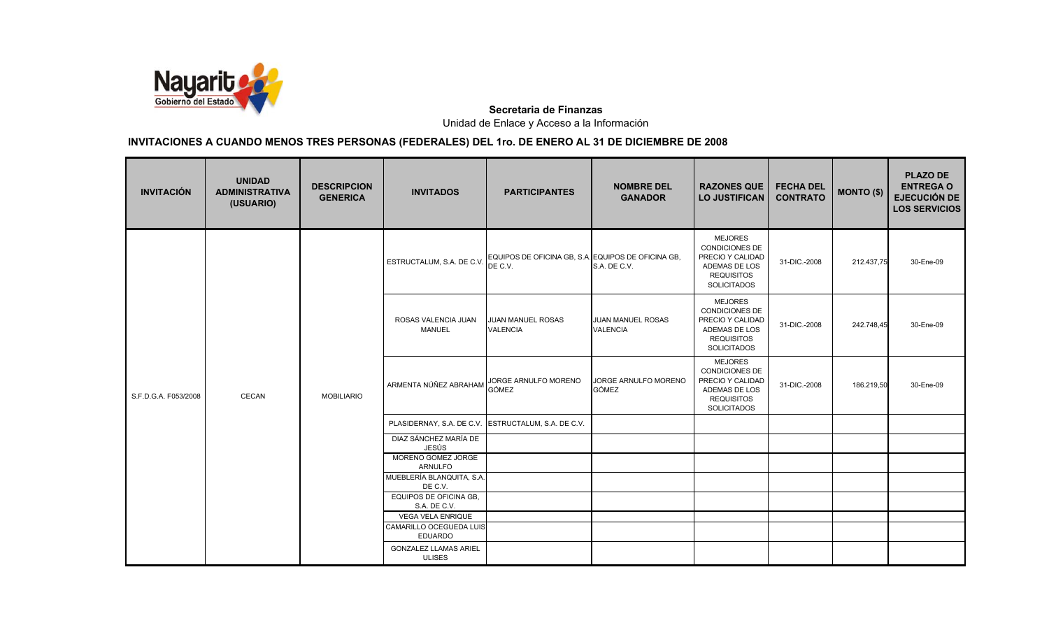**Secretaria de Finanzas**

Unidad de Enlace y Acceso a la Información

**INVITACIONES A CUANDO MENOS TRES PERSONAS (FEDERALES) DEL 1ro. DE ENERO AL 31 DE DICIEMBRE DE 2008**

| INVITACIÓN | UNIDAD ADMINISTRATIVA (USUARIO) | DESCRIPCION GENERICA | INVITADOS | PARTICIPANTES | NOMBRE DEL GANADOR | RAZONES QUE LO JUSTIFICAN | FECHA DEL CONTRATO | MONTO ($) | PLAZO DE ENTREGA O EJECUCIÓN DE LOS SERVICIOS |
|---|---|---|---|---|---|---|---|---|---|
| S.F.D.G.A. F053/2008 | CECAN | MOBILIARIO | ESTRUCTALUM, S.A. DE C.V. | EQUIPOS DE OFICINA GB, S.A. DE C.V. | EQUIPOS DE OFICINA GB, S.A. DE C.V. | MEJORES CONDICIONES DE PRECIO Y CALIDAD ADEMAS DE LOS REQUISITOS SOLICITADOS | 31-DIC.-2008 | 212.437,75 | 30-Ene-09 |
| | | | ROSAS VALENCIA JUAN MANUEL | JUAN MANUEL ROSAS VALENCIA | JUAN MANUEL ROSAS VALENCIA | MEJORES CONDICIONES DE PRECIO Y CALIDAD ADEMAS DE LOS REQUISITOS SOLICITADOS | 31-DIC.-2008 | 242.748,45 | 30-Ene-09 |
| | | | ARMENTA NÚÑEZ ABRAHAM | JORGE ARNULFO MORENO GÓMEZ | JORGE ARNULFO MORENO GÓMEZ | MEJORES CONDICIONES DE PRECIO Y CALIDAD ADEMAS DE LOS REQUISITOS SOLICITADOS | 31-DIC.-2008 | 186.219,50 | 30-Ene-09 |
| | | | PLASIDERNAY, S.A. DE C.V. | ESTRUCTALUM, S.A. DE C.V. | | | | | |
| | | | DIAZ SÁNCHEZ MARÍA DE JESÚS | | | | | | |
| | | | MORENO GOMEZ JORGE ARNULFO | | | | | | |
| | | | MUEBLERÍA BLANQUITA, S.A. DE C.V. | | | | | | |
| | | | EQUIPOS DE OFICINA GB, S.A. DE C.V. | | | | | | |
| | | | VEGA VELA ENRIQUE | | | | | | |
| | | | CAMARILLO OCEGUEDA LUIS EDUARDO | | | | | | |
| | | | GONZALEZ LLAMAS ARIEL ULISES | | | | | | |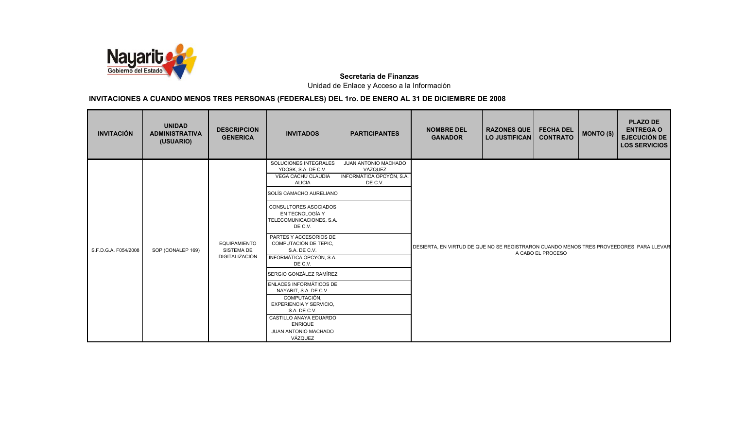**Secretaria de Finanzas**

Unidad de Enlace y Acceso a la Información

## INVITACIONES A CUANDO MENOS TRES PERSONAS (FEDERALES) DEL 1ro. DE ENERO AL 31 DE DICIEMBRE DE 2008

| INVITACIÓN | UNIDAD ADMINISTRATIVA (USUARIO) | DESCRIPCION GENERICA | INVITADOS | PARTICIPANTES | NOMBRE DEL GANADOR | RAZONES QUE LO JUSTIFICAN | FECHA DEL CONTRATO | MONTO ($) | PLAZO DE ENTREGA O EJECUCIÓN DE LOS SERVICIOS |
|---|---|---|---|---|---|---|---|---|---|
| S.F.D.G.A. F054/2008 | SOP (CONALEP 169) | EQUIPAMIENTO SISTEMA DE DIGITALIZACIÓN | SOLUCIONES INTEGRALES YDOSK, S.A. DE C.V. | JUAN ANTONIO MACHADO VÁZQUEZ | DESIERTA, EN VIRTUD DE QUE NO SE REGISTRARON CUANDO MENOS TRES PROVEEDORES PARA LLEVAR A CABO EL PROCESO | | | | |
| | | | VEGA CACHÚ CLAUDIA ALICIA | INFORMÁTICA OPCYÓN, S.A. DE C.V. | | | | | |
| | | | SOLÍS CAMACHO AURELIANO | | | | | | |
| | | | CONSULTORES ASOCIADOS EN TECNOLOGÍA Y TELECOMUNICACIONES, S.A. DE C.V. | | | | | | |
| | | | PARTES Y ACCESORIOS DE COMPUTACIÓN DE TEPIC, S.A. DE C.V. | | | | | | |
| | | | INFORMÁTICA OPCYÓN, S.A. DE C.V. | | | | | | |
| | | | SERGIO GONZÁLEZ RAMÍREZ | | | | | | |
| | | | ENLACES INFORMÁTICOS DE NAYARIT, S.A. DE C.V. | | | | | | |
| | | | COMPUTACIÓN, EXPERIENCIA Y SERVICIO, S.A. DE C.V. | | | | | | |
| | | | CASTILLO ANAYA EDUARDO ENRIQUE | | | | | | |
| | | | JUAN ANTONIO MACHADO VÁZQUEZ | | | | | | |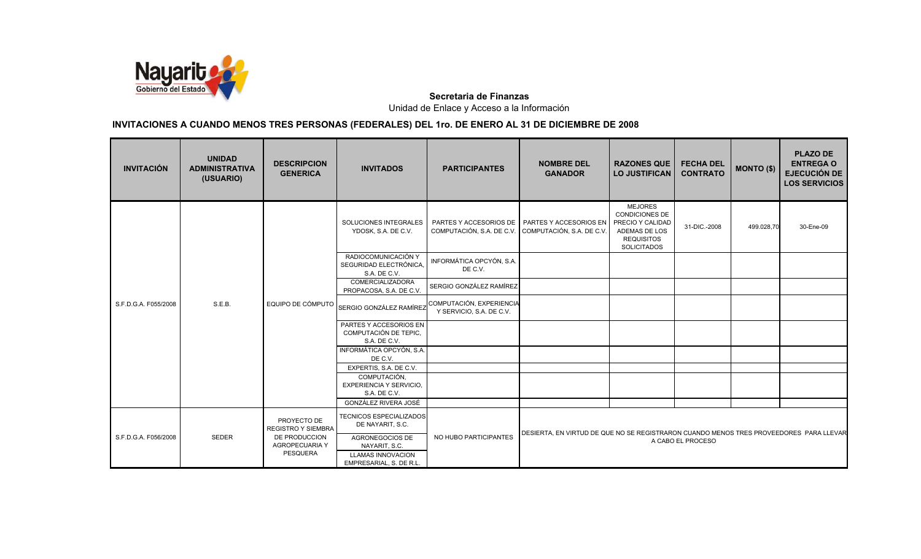**Secretaria de Finanzas**
Unidad de Enlace y Acceso a la Información

## INVITACIONES A CUANDO MENOS TRES PERSONAS (FEDERALES) DEL 1ro. DE ENERO AL 31 DE DICIEMBRE DE 2008

| INVITACIÓN | UNIDAD ADMINISTRATIVA (USUARIO) | DESCRIPCION GENERICA | INVITADOS | PARTICIPANTES | NOMBRE DEL GANADOR | RAZONES QUE LO JUSTIFICAN | FECHA DEL CONTRATO | MONTO ($) | PLAZO DE ENTREGA O EJECUCIÓN DE LOS SERVICIOS |
|---|---|---|---|---|---|---|---|---|---|
| S.F.D.G.A. F055/2008 | S.E.B. | EQUIPO DE CÓMPUTO | SOLUCIONES INTEGRALES YDOSK, S.A. DE C.V. | PARTES Y ACCESORIOS DE COMPUTACIÓN, S.A. DE C.V. | PARTES Y ACCESORIOS EN COMPUTACIÓN, S.A. DE C.V. | MEJORES CONDICIONES DE PRECIO Y CALIDAD ADEMAS DE LOS REQUISITOS SOLICITADOS | 31-DIC.-2008 | 499.028,70 | 30-Ene-09 |
| | | | RADIOCOMUNICACIÓN Y SEGURIDAD ELECTRÓNICA, S.A. DE C.V. | INFORMÁTICA OPCYÓN, S.A. DE C.V. | | | | | |
| | | | COMERCIALIZADORA PROPACOSA, S.A. DE C.V. | SERGIO GONZÁLEZ RAMÍREZ | | | | | |
| | | | SERGIO GONZÁLEZ RAMÍREZ | COMPUTACIÓN, EXPERIENCIA Y SERVICIO, S.A. DE C.V. | | | | | |
| | | | PARTES Y ACCESORIOS EN COMPUTACIÓN DE TEPIC, S.A. DE C.V. | | | | | | |
| | | | INFORMÁTICA OPCYÓN, S.A. DE C.V. | | | | | | |
| | | | EXPERTIS, S.A. DE C.V. | | | | | | |
| | | | COMPUTACIÓN, EXPERIENCIA Y SERVICIO, S.A. DE C.V. | | | | | | |
| | | | GONZÁLEZ RIVERA JOSÉ | | | | | | |
| S.F.D.G.A. F056/2008 | SEDER | PROYECTO DE REGISTRO Y SIEMBRA DE PRODUCCION AGROPECUARIA Y PESQUERA | TECNICOS ESPECIALIZADOS DE NAYARIT, S.C. | NO HUBO PARTICIPANTES | DESIERTA, EN VIRTUD DE QUE NO SE REGISTRARON CUANDO MENOS TRES PROVEEDORES PARA LLEVAR A CABO EL PROCESO | | | | |
| | | | AGRONEGOCIOS DE NAYARIT, S.C. | | | | | | |
| | | | LLAMAS INNOVACION EMPRESARIAL, S. DE R.L. | | | | | | |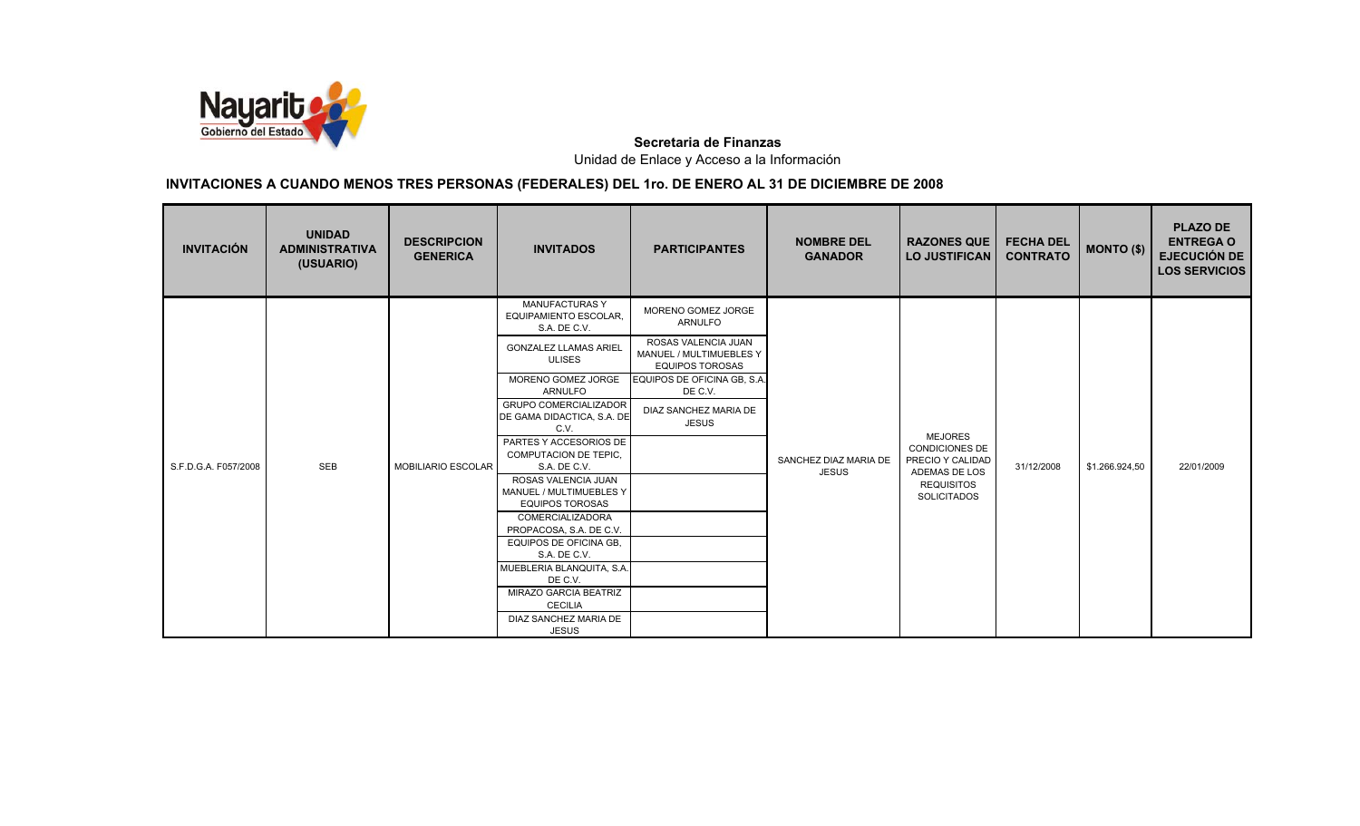**Secretaria de Finanzas**

Unidad de Enlace y Acceso a la Información

## INVITACIONES A CUANDO MENOS TRES PERSONAS (FEDERALES) DEL 1ro. DE ENERO AL 31 DE DICIEMBRE DE 2008

| INVITACIÓN | UNIDAD ADMINISTRATIVA (USUARIO) | DESCRIPCION GENERICA | INVITADOS | PARTICIPANTES | NOMBRE DEL GANADOR | RAZONES QUE LO JUSTIFICAN | FECHA DEL CONTRATO | MONTO ($) | PLAZO DE ENTREGA O EJECUCIÓN DE LOS SERVICIOS |
|---|---|---|---|---|---|---|---|---|---|
| S.F.D.G.A. F057/2008 | SEB | MOBILIARIO ESCOLAR | MANUFACTURAS Y EQUIPAMIENTO ESCOLAR, S.A. DE C.V. | MORENO GOMEZ JORGE ARNULFO | SANCHEZ DIAZ MARIA DE JESUS | MEJORES CONDICIONES DE PRECIO Y CALIDAD ADEMAS DE LOS REQUISITOS SOLICITADOS | 31/12/2008 | $1.266.924,50 | 22/01/2009 |
| | | | GONZALEZ LLAMAS ARIEL ULISES | ROSAS VALENCIA JUAN MANUEL / MULTIMUEBLES Y EQUIPOS TOROSAS | | | | | |
| | | | MORENO GOMEZ JORGE ARNULFO | EQUIPOS DE OFICINA GB, S.A. DE C.V. | | | | | |
| | | | GRUPO COMERCIALIZADOR DE GAMA DIDACTICA, S.A. DE C.V. | DIAZ SANCHEZ MARIA DE JESUS | | | | | |
| | | | PARTES Y ACCESORIOS DE COMPUTACION DE TEPIC, S.A. DE C.V. | | | | | | |
| | | | ROSAS VALENCIA JUAN MANUEL / MULTIMUEBLES Y EQUIPOS TOROSAS | | | | | | |
| | | | COMERCIALIZADORA PROPACOSA, S.A. DE C.V. | | | | | | |
| | | | EQUIPOS DE OFICINA GB, S.A. DE C.V. | | | | | | |
| | | | MUEBLERIA BLANQUITA, S.A. DE C.V. | | | | | | |
| | | | MIRAZO GARCIA BEATRIZ CECILIA | | | | | | |
| | | | DIAZ SANCHEZ MARIA DE JESUS | | | | | | |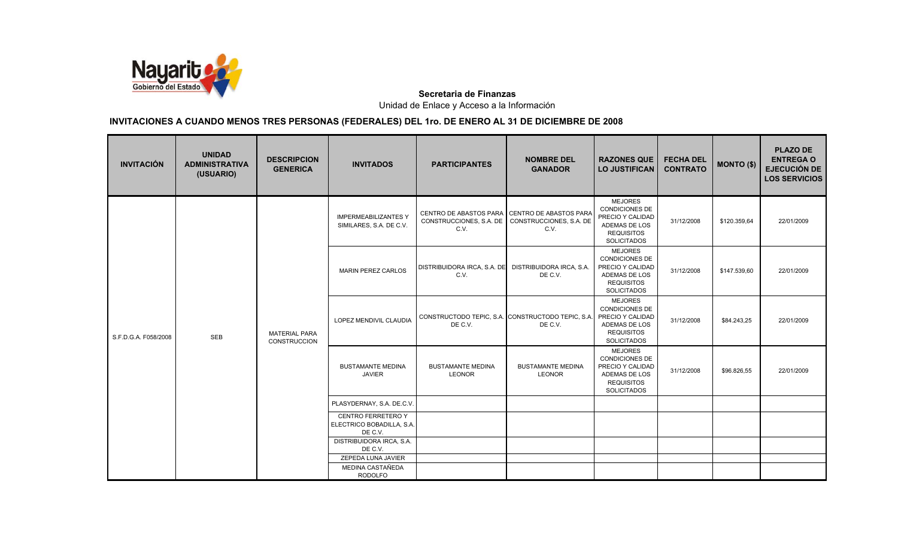**Secretaria de Finanzas**

Unidad de Enlace y Acceso a la Información

## INVITACIONES A CUANDO MENOS TRES PERSONAS (FEDERALES) DEL 1ro. DE ENERO AL 31 DE DICIEMBRE DE 2008

| INVITACIÓN | UNIDAD ADMINISTRATIVA (USUARIO) | DESCRIPCION GENERICA | INVITADOS | PARTICIPANTES | NOMBRE DEL GANADOR | RAZONES QUE LO JUSTIFICAN | FECHA DEL CONTRATO | MONTO ($) | PLAZO DE ENTREGA O EJECUCIÓN DE LOS SERVICIOS |
|---|---|---|---|---|---|---|---|---|---|
| S.F.D.G.A. F058/2008 | SEB | MATERIAL PARA CONSTRUCCION | IMPERMEABILIZANTES Y SIMILARES, S.A. DE C.V. | CENTRO DE ABASTOS PARA CONSTRUCCIONES, S.A. DE C.V. | CENTRO DE ABASTOS PARA CONSTRUCCIONES, S.A. DE C.V. | MEJORES CONDICIONES DE PRECIO Y CALIDAD ADEMAS DE LOS REQUISITOS SOLICITADOS | 31/12/2008 | $120.359,64 | 22/01/2009 |
| | | | MARIN PEREZ CARLOS | DISTRIBUIDORA IRCA, S.A. DE C.V. | DISTRIBUIDORA IRCA, S.A. DE C.V. | MEJORES CONDICIONES DE PRECIO Y CALIDAD ADEMAS DE LOS REQUISITOS SOLICITADOS | 31/12/2008 | $147.539,60 | 22/01/2009 |
| | | | LOPEZ MENDIVIL CLAUDIA | CONSTRUCTODO TEPIC, S.A. DE C.V. | CONSTRUCTODO TEPIC, S.A. DE C.V. | MEJORES CONDICIONES DE PRECIO Y CALIDAD ADEMAS DE LOS REQUISITOS SOLICITADOS | 31/12/2008 | $84.243,25 | 22/01/2009 |
| | | | BUSTAMANTE MEDINA JAVIER | BUSTAMANTE MEDINA LEONOR | BUSTAMANTE MEDINA LEONOR | MEJORES CONDICIONES DE PRECIO Y CALIDAD ADEMAS DE LOS REQUISITOS SOLICITADOS | 31/12/2008 | $96.826,55 | 22/01/2009 |
| | | | PLASYDERNAY, S.A. DE.C.V. | | | | | | |
| | | | CENTRO FERRETERO Y ELECTRICO BOBADILLA, S.A. DE C.V. | | | | | | |
| | | | DISTRIBUIDORA IRCA, S.A. DE C.V. | | | | | | |
| | | | ZEPEDA LUNA JAVIER | | | | | | |
| | | | MEDINA CASTAÑEDA RODOLFO | | | | | | |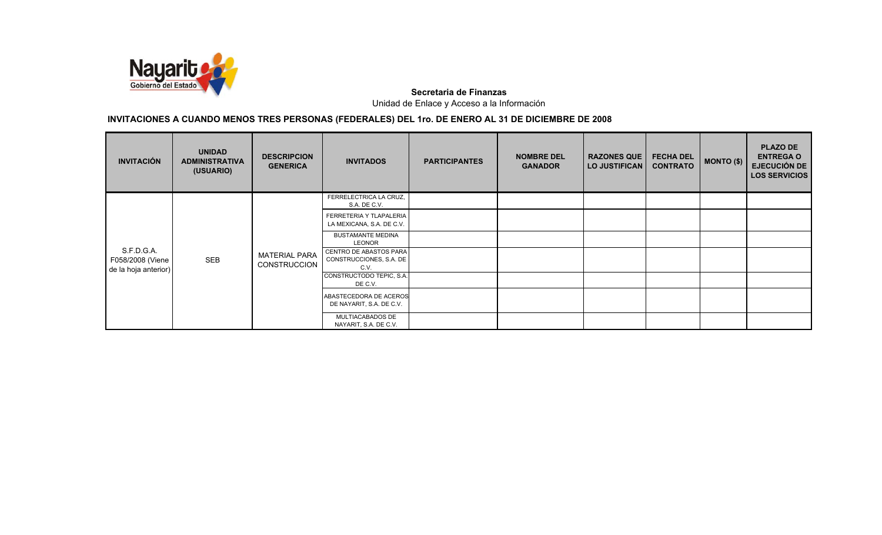**Secretaria de Finanzas**

Unidad de Enlace y Acceso a la Información

**INVITACIONES A CUANDO MENOS TRES PERSONAS (FEDERALES) DEL 1ro. DE ENERO AL 31 DE DICIEMBRE DE 2008**

| INVITACIÓN | UNIDAD ADMINISTRATIVA (USUARIO) | DESCRIPCION GENERICA | INVITADOS | PARTICIPANTES | NOMBRE DEL GANADOR | RAZONES QUE LO JUSTIFICAN | FECHA DEL CONTRATO | MONTO ($) | PLAZO DE ENTREGA O EJECUCIÓN DE LOS SERVICIOS |
|---|---|---|---|---|---|---|---|---|---|
| S.F.D.G.A. F058/2008 (Viene de la hoja anterior) | SEB | MATERIAL PARA CONSTRUCCION | FERRELECTRICA LA CRUZ, S.A. DE C.V. | | | | | | |
| | | | FERRETERIA Y TLAPALERIA LA MEXICANA, S.A. DE C.V. | | | | | | |
| | | | BUSTAMANTE MEDINA LEONOR | | | | | | |
| | | | CENTRO DE ABASTOS PARA CONSTRUCCIONES, S.A. DE C.V. | | | | | | |
| | | | CONSTRUCTODO TEPIC, S.A. DE C.V. | | | | | | |
| | | | ABASTECEDORA DE ACEROS DE NAYARIT, S.A. DE C.V. | | | | | | |
| | | | MULTIACABADOS DE NAYARIT, S.A. DE C.V. | | | | | | |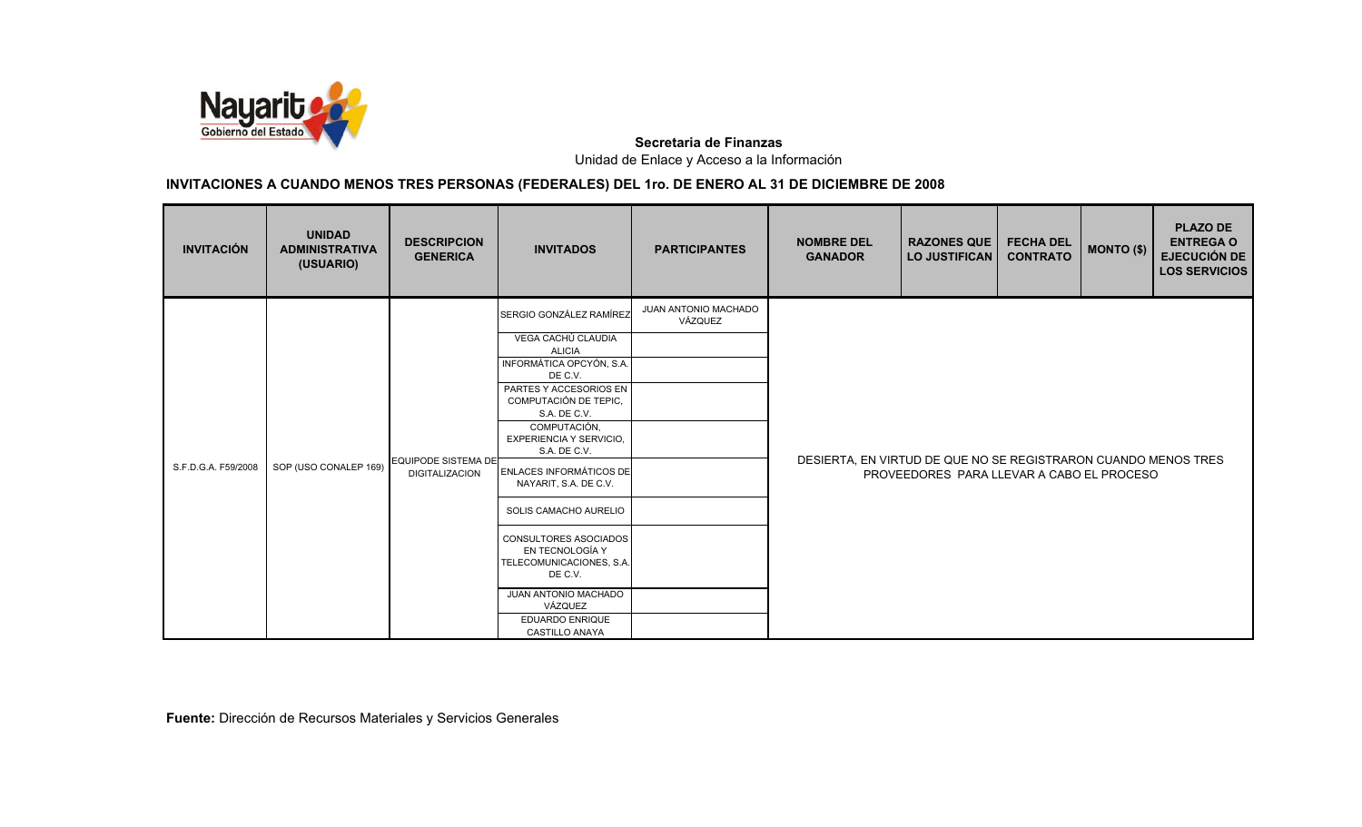**Secretaria de Finanzas**

Unidad de Enlace y Acceso a la Información

**INVITACIONES A CUANDO MENOS TRES PERSONAS (FEDERALES) DEL 1ro. DE ENERO AL 31 DE DICIEMBRE DE 2008**

| INVITACIÓN | UNIDAD ADMINISTRATIVA (USUARIO) | DESCRIPCION GENERICA | INVITADOS | PARTICIPANTES | NOMBRE DEL GANADOR | RAZONES QUE LO JUSTIFICAN | FECHA DEL CONTRATO | MONTO ($) | PLAZO DE ENTREGA O EJECUCIÓN DE LOS SERVICIOS |
|---|---|---|---|---|---|---|---|---|---|
| S.F.D.G.A. F59/2008 | SOP (USO CONALEP 169) | EQUIPODE SISTEMA DE DIGITALIZACION | SERGIO GONZÁLEZ RAMÍREZ | JUAN ANTONIO MACHADO VÁZQUEZ | DESIERTA, EN VIRTUD DE QUE NO SE REGISTRARON CUANDO MENOS TRES PROVEEDORES PARA LLEVAR A CABO EL PROCESO | | | | |
| | | | VEGA CACHÚ CLAUDIA ALICIA | | | | | | |
| | | | INFORMÁTICA OPCYÓN, S.A. DE C.V. | | | | | | |
| | | | PARTES Y ACCESORIOS EN COMPUTACIÓN DE TEPIC, S.A. DE C.V. | | | | | | |
| | | | COMPUTACIÓN, EXPERIENCIA Y SERVICIO, S.A. DE C.V. | | | | | | |
| | | | ENLACES INFORMÁTICOS DE NAYARIT, S.A. DE C.V. | | | | | | |
| | | | SOLIS CAMACHO AURELIO | | | | | | |
| | | | CONSULTORES ASOCIADOS EN TECNOLOGÍA Y TELECOMUNICACIONES, S.A. DE C.V. | | | | | | |
| | | | JUAN ANTONIO MACHADO VÁZQUEZ | | | | | | |
| | | | EDUARDO ENRIQUE CASTILLO ANAYA | | | | | | |

**Fuente:** Dirección de Recursos Materiales y Servicios Generales